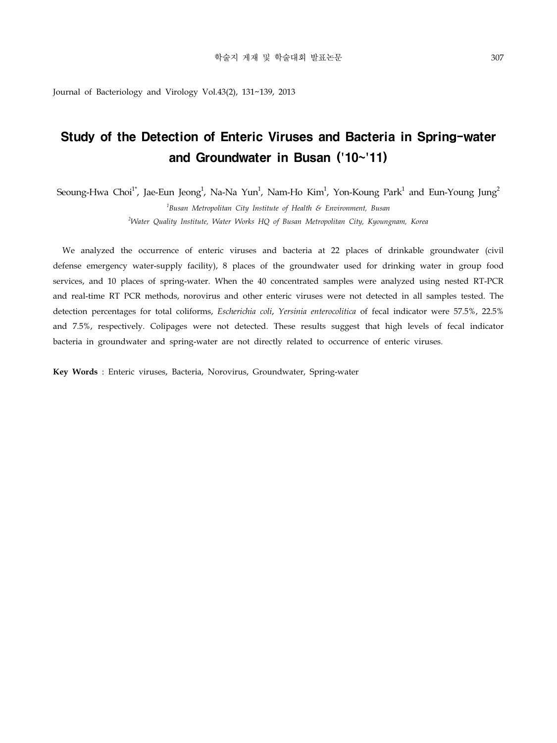Journal of Bacteriology and Virology Vol.43(2), 131~139, 2013

# Study of the Detection of Enteric Viruses and Bacteria in Spring-water and Groundwater in Busan ('10~'11)

Seoung-Hwa Choi[1*], Jae-Eun Jeong[1], Na-Na Yun[1], Nam-Ho Kim[1], Yon-Koung Park[1] and Eun-Young Jung[2]

[1]*Busan Metropolitan City Institute of Health & Environment, Busan*

[2]*Water Quality Institute, Water Works HQ of Busan Metropolitan City, Kyoungnam, Korea*

We analyzed the occurrence of enteric viruses and bacteria at 22 places of drinkable groundwater (civil defense emergency water-supply facility), 8 places of the groundwater used for drinking water in group food services, and 10 places of spring-water. When the 40 concentrated samples were analyzed using nested RT-PCR and real-time RT PCR methods, norovirus and other enteric viruses were not detected in all samples tested. The detection percentages for total coliforms, *Escherichia coli*, *Yersinia enterocolitica* of fecal indicator were 57.5%, 22.5% and 7.5%, respectively. Colipages were not detected. These results suggest that high levels of fecal indicator bacteria in groundwater and spring-water are not directly related to occurrence of enteric viruses.

**Key Words** : Enteric viruses, Bacteria, Norovirus, Groundwater, Spring-water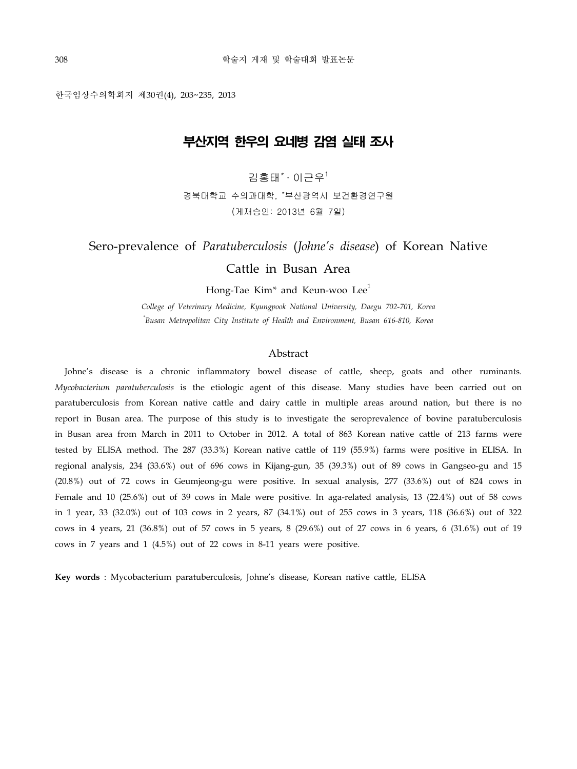한국임상수의학회지 제30권(4), 203~235, 2013

# 부산지역 한우의 요네병 감염 실태 조사

김홍태[*] · 이근우[1]

경북대학교 수의과대학, [*]부산광역시 보건환경연구원

(게재승인: 2013년 6월 7일)

# Sero-prevalence of *Paratuberculosis* (*Johne's disease*) of Korean Native Cattle in Busan Area

Hong-Tae Kim* and Keun-woo Lee[1]

*College of Veterinary Medicine, Kyungpook National University, Daegu 702-701, Korea*

*[*]Busan Metropolitan City Institute of Health and Environment, Busan 616-810, Korea*

## Abstract

Johne's disease is a chronic inflammatory bowel disease of cattle, sheep, goats and other ruminants. *Mycobacterium paratuberculosis* is the etiologic agent of this disease. Many studies have been carried out on paratuberculosis from Korean native cattle and dairy cattle in multiple areas around nation, but there is no report in Busan area. The purpose of this study is to investigate the seroprevalence of bovine paratuberculosis in Busan area from March in 2011 to October in 2012. A total of 863 Korean native cattle of 213 farms were tested by ELISA method. The 287 (33.3%) Korean native cattle of 119 (55.9%) farms were positive in ELISA. In regional analysis, 234 (33.6%) out of 696 cows in Kijang-gun, 35 (39.3%) out of 89 cows in Gangseo-gu and 15 (20.8%) out of 72 cows in Geumjeong-gu were positive. In sexual analysis, 277 (33.6%) out of 824 cows in Female and 10 (25.6%) out of 39 cows in Male were positive. In aga-related analysis, 13 (22.4%) out of 58 cows in 1 year, 33 (32.0%) out of 103 cows in 2 years, 87 (34.1%) out of 255 cows in 3 years, 118 (36.6%) out of 322 cows in 4 years, 21 (36.8%) out of 57 cows in 5 years, 8 (29.6%) out of 27 cows in 6 years, 6 (31.6%) out of 19 cows in 7 years and 1 (4.5%) out of 22 cows in 8-11 years were positive.

**Key words** : Mycobacterium paratuberculosis, Johne's disease, Korean native cattle, ELISA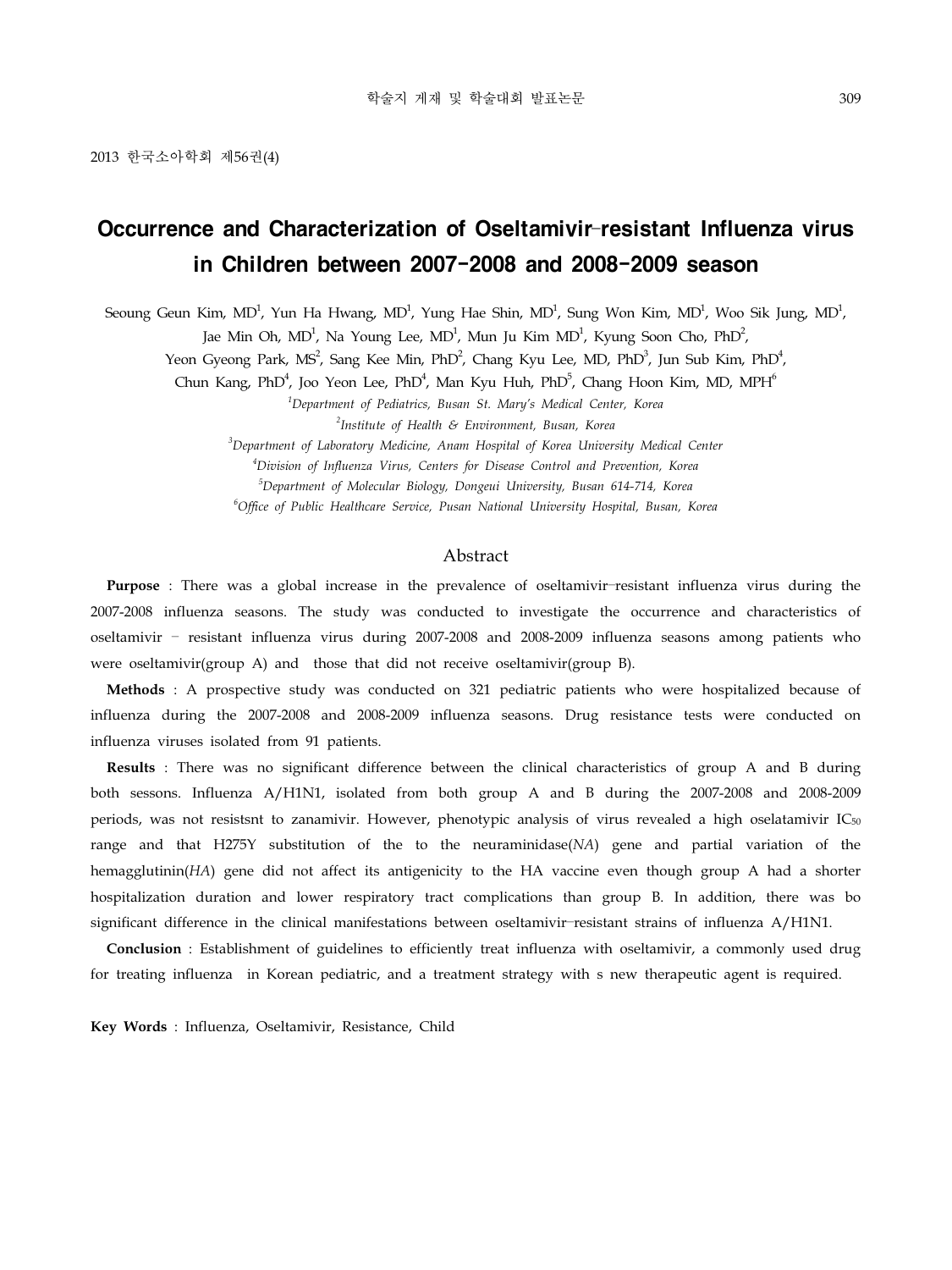2013 한국소아학회 제56권(4)

# Occurrence and Characterization of Oseltamivir-resistant Influenza virus in Children between 2007-2008 and 2008-2009 season

Seoung Geun Kim, MD[1], Yun Ha Hwang, MD[1], Yung Hae Shin, MD[1], Sung Won Kim, MD[1], Woo Sik Jung, MD[1], Jae Min Oh, MD[1], Na Young Lee, MD[1], Mun Ju Kim MD[1], Kyung Soon Cho, PhD[2], Yeon Gyeong Park, MS[2], Sang Kee Min, PhD[2], Chang Kyu Lee, MD, PhD[3], Jun Sub Kim, PhD[4], Chun Kang, PhD[4], Joo Yeon Lee, PhD[4], Man Kyu Huh, PhD[5], Chang Hoon Kim, MD, MPH[6]

[1]*Department of Pediatrics, Busan St. Mary's Medical Center, Korea*

[2]*Institute of Health & Environment, Busan, Korea*

[3]*Department of Laboratory Medicine, Anam Hospital of Korea University Medical Center*

[4]*Division of Influenza Virus, Centers for Disease Control and Prevention, Korea*

[5]*Department of Molecular Biology, Dongeui University, Busan 614-714, Korea*

[6]*Office of Public Healthcare Service, Pusan National University Hospital, Busan, Korea*

## Abstract

**Purpose** : There was a global increase in the prevalence of oseltamivir-resistant influenza virus during the 2007-2008 influenza seasons. The study was conducted to investigate the occurrence and characteristics of oseltamivir - resistant influenza virus during 2007-2008 and 2008-2009 influenza seasons among patients who were oseltamivir(group A) and those that did not receive oseltamivir(group B).

**Methods** : A prospective study was conducted on 321 pediatric patients who were hospitalized because of influenza during the 2007-2008 and 2008-2009 influenza seasons. Drug resistance tests were conducted on influenza viruses isolated from 91 patients.

**Results** : There was no significant difference between the clinical characteristics of group A and B during both sessons. Influenza A/H1N1, isolated from both group A and B during the 2007-2008 and 2008-2009 periods, was not resistsnt to zanamivir. However, phenotypic analysis of virus revealed a high oselatamivir $IC_{50}$ range and that H275Y substitution of the to the neuraminidase(*NA*) gene and partial variation of the hemagglutinin(*HA*) gene did not affect its antigenicity to the HA vaccine even though group A had a shorter hospitalization duration and lower respiratory tract complications than group B. In addition, there was bo significant difference in the clinical manifestations between oseltamivir-resistant strains of influenza A/H1N1.

**Conclusion** : Establishment of guidelines to efficiently treat influenza with oseltamivir, a commonly used drug for treating influenza in Korean pediatric, and a treatment strategy with s new therapeutic agent is required.

**Key Words** : Influenza, Oseltamivir, Resistance, Child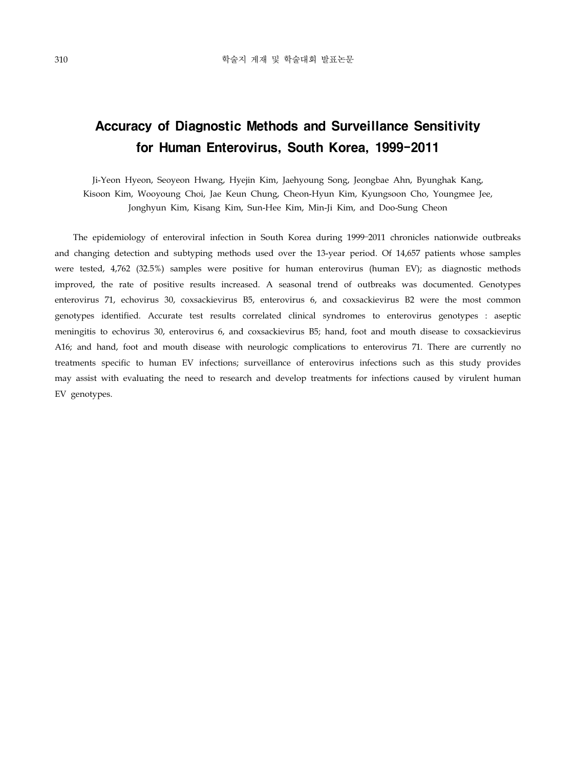# Accuracy of Diagnostic Methods and Surveillance Sensitivity for Human Enterovirus, South Korea, 1999-2011

Ji-Yeon Hyeon, Seoyeon Hwang, Hyejin Kim, Jaehyoung Song, Jeongbae Ahn, Byunghak Kang, Kisoon Kim, Wooyoung Choi, Jae Keun Chung, Cheon-Hyun Kim, Kyungsoon Cho, Youngmee Jee, Jonghyun Kim, Kisang Kim, Sun-Hee Kim, Min-Ji Kim, and Doo-Sung Cheon

The epidemiology of enteroviral infection in South Korea during 1999–2011 chronicles nationwide outbreaks and changing detection and subtyping methods used over the 13-year period. Of 14,657 patients whose samples were tested, 4,762 (32.5%) samples were positive for human enterovirus (human EV); as diagnostic methods improved, the rate of positive results increased. A seasonal trend of outbreaks was documented. Genotypes enterovirus 71, echovirus 30, coxsackievirus B5, enterovirus 6, and coxsackievirus B2 were the most common genotypes identified. Accurate test results correlated clinical syndromes to enterovirus genotypes : aseptic meningitis to echovirus 30, enterovirus 6, and coxsackievirus B5; hand, foot and mouth disease to coxsackievirus A16; and hand, foot and mouth disease with neurologic complications to enterovirus 71. There are currently no treatments specific to human EV infections; surveillance of enterovirus infections such as this study provides may assist with evaluating the need to research and develop treatments for infections caused by virulent human EV genotypes.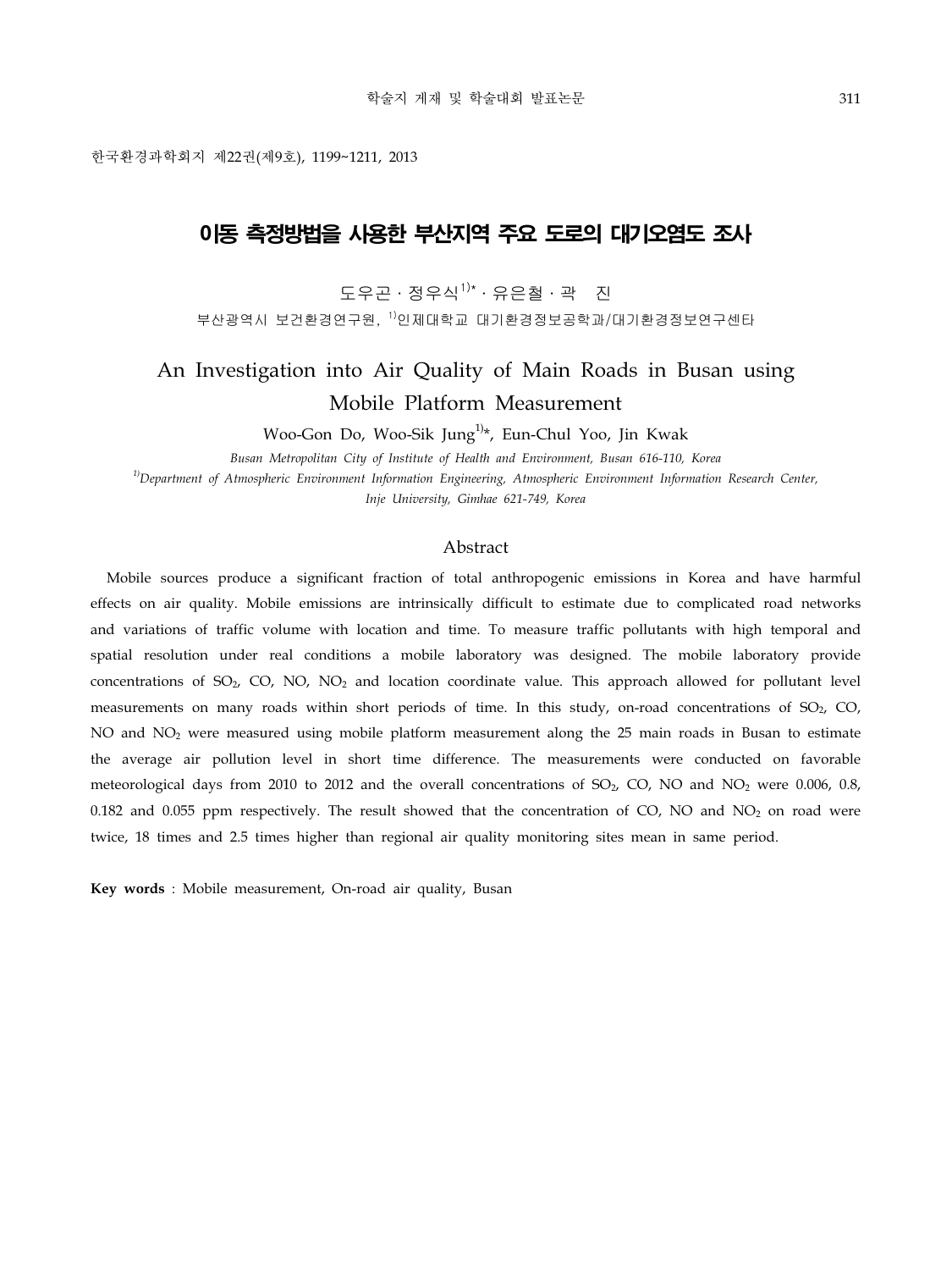한국환경과학회지 제22권(제9호), 1199~1211, 2013

# 이동 측정방법을 사용한 부산지역 주요 도로의 대기오염도 조사

도우곤 · 정우식[1)*] · 유은철 · 곽 진

부산광역시 보건환경연구원, [1)]인제대학교 대기환경정보공학과/대기환경정보연구센타

# An Investigation into Air Quality of Main Roads in Busan using Mobile Platform Measurement

Woo-Gon Do, Woo-Sik Jung[1)*], Eun-Chul Yoo, Jin Kwak

*Busan Metropolitan City of Institute of Health and Environment, Busan 616-110, Korea*

*[1)]Department of Atmospheric Environment Information Engineering, Atmospheric Environment Information Research Center, Inje University, Gimhae 621-749, Korea*

## Abstract

Mobile sources produce a significant fraction of total anthropogenic emissions in Korea and have harmful effects on air quality. Mobile emissions are intrinsically difficult to estimate due to complicated road networks and variations of traffic volume with location and time. To measure traffic pollutants with high temporal and spatial resolution under real conditions a mobile laboratory was designed. The mobile laboratory provide concentrations of $SO_2$, CO, NO, $NO_2$ and location coordinate value. This approach allowed for pollutant level measurements on many roads within short periods of time. In this study, on-road concentrations of $SO_2$, CO, NO and $NO_2$ were measured using mobile platform measurement along the 25 main roads in Busan to estimate the average air pollution level in short time difference. The measurements were conducted on favorable meteorological days from 2010 to 2012 and the overall concentrations of $SO_2$, CO, NO and $NO_2$ were 0.006, 0.8, 0.182 and 0.055 ppm respectively. The result showed that the concentration of CO, NO and $NO_2$ on road were twice, 18 times and 2.5 times higher than regional air quality monitoring sites mean in same period.

**Key words** : Mobile measurement, On-road air quality, Busan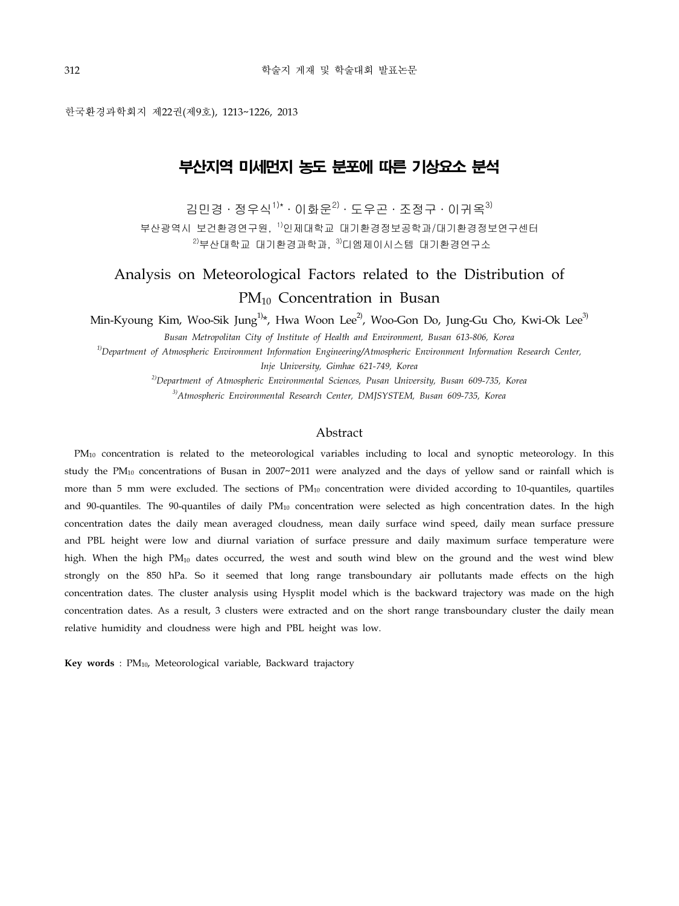한국환경과학회지 제22권(제9호), 1213~1226, 2013

# 부산지역 미세먼지 농도 분포에 따른 기상요소 분석

김민경 · 정우식[1)*] · 이화운[2)] · 도우곤 · 조정구 · 이귀옥[3)]

부산광역시 보건환경연구원, [1)]인제대학교 대기환경정보공학과/대기환경정보연구센터

[2)]부산대학교 대기환경과학과, [3)]디엠제이시스템 대기환경연구소

# Analysis on Meteorological Factors related to the Distribution of $PM_{10}$ Concentration in Busan

Min-Kyoung Kim, Woo-Sik Jung[1)]*, Hwa Woon Lee[2)], Woo-Gon Do, Jung-Gu Cho, Kwi-Ok Lee[3)]

*Busan Metropolitan City of Institute of Health and Environment, Busan 613-806, Korea*

*[1)]Department of Atmospheric Environment Information Engineering/Atmospheric Environment Information Research Center, Inje University, Gimhae 621-749, Korea*

*[2)]Department of Atmospheric Environmental Sciences, Pusan University, Busan 609-735, Korea*

*[3)]Atmospheric Environmental Research Center, DMJSYSTEM, Busan 609-735, Korea*

## Abstract

$PM_{10}$ concentration is related to the meteorological variables including to local and synoptic meteorology. In this study the $PM_{10}$ concentrations of Busan in 2007~2011 were analyzed and the days of yellow sand or rainfall which is more than 5 mm were excluded. The sections of $PM_{10}$ concentration were divided according to 10-quantiles, quartiles and 90-quantiles. The 90-quantiles of daily $PM_{10}$ concentration were selected as high concentration dates. In the high concentration dates the daily mean averaged cloudness, mean daily surface wind speed, daily mean surface pressure and PBL height were low and diurnal variation of surface pressure and daily maximum surface temperature were high. When the high $PM_{10}$ dates occurred, the west and south wind blew on the ground and the west wind blew strongly on the 850 hPa. So it seemed that long range transboundary air pollutants made effects on the high concentration dates. The cluster analysis using Hysplit model which is the backward trajectory was made on the high concentration dates. As a result, 3 clusters were extracted and on the short range transboundary cluster the daily mean relative humidity and cloudness were high and PBL height was low.

**Key words** : $PM_{10}$, Meteorological variable, Backward trajectory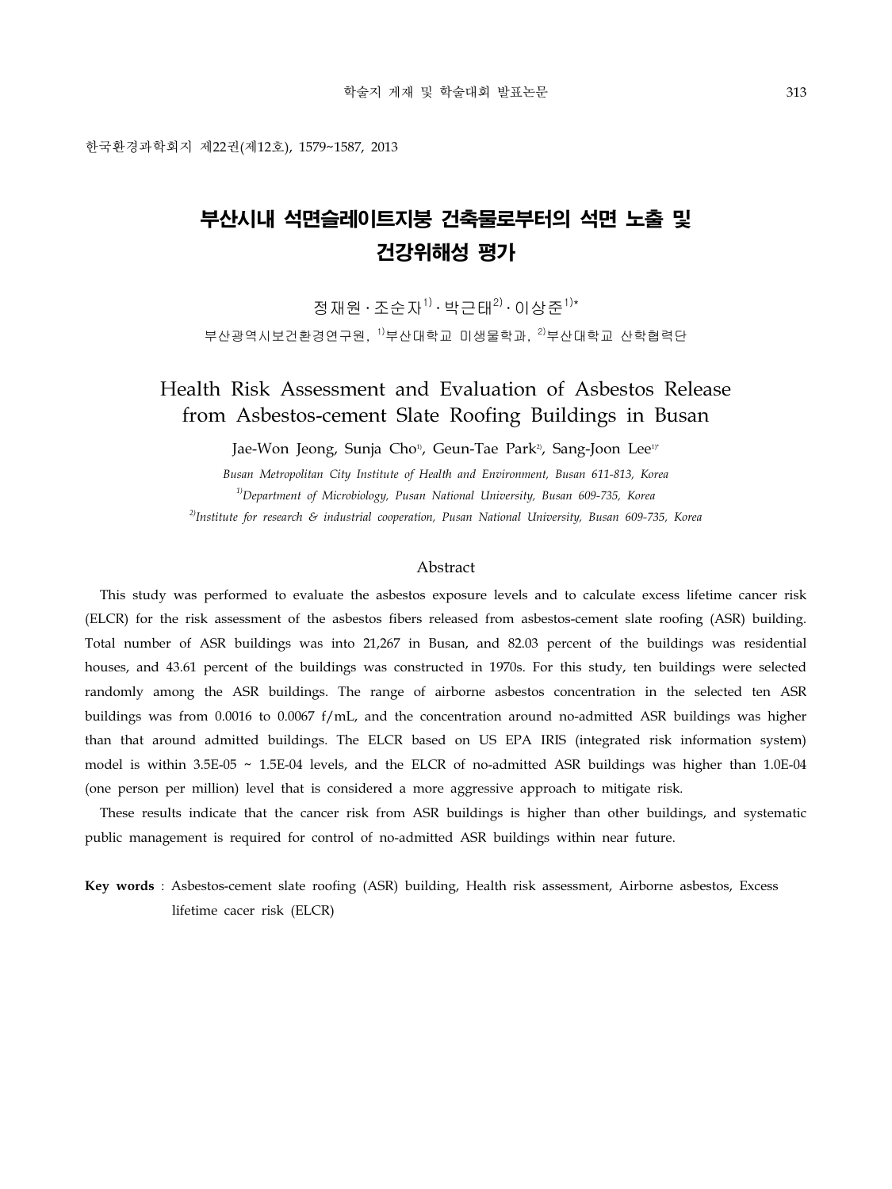한국환경과학회지 제22권(제12호), 1579~1587, 2013

# 부산시내 석면슬레이트지붕 건축물로부터의 석면 노출 및 건강위해성 평가

정재원 · 조순자[1] · 박근태[2] · 이상준[1]*

부산광역시보건환경연구원, [1]부산대학교 미생물학과, [2]부산대학교 산학협력단

# Health Risk Assessment and Evaluation of Asbestos Release from Asbestos-cement Slate Roofing Buildings in Busan

Jae-Won Jeong, Sunja Cho[1], Geun-Tae Park[2], Sang-Joon Lee[1]*

*Busan Metropolitan City Institute of Health and Environment, Busan 611-813, Korea*

*[1]Department of Microbiology, Pusan National University, Busan 609-735, Korea*

*[2]Institute for research & industrial cooperation, Pusan National University, Busan 609-735, Korea*

## Abstract

This study was performed to evaluate the asbestos exposure levels and to calculate excess lifetime cancer risk (ELCR) for the risk assessment of the asbestos fibers released from asbestos-cement slate roofing (ASR) building. Total number of ASR buildings was into 21,267 in Busan, and 82.03 percent of the buildings was residential houses, and 43.61 percent of the buildings was constructed in 1970s. For this study, ten buildings were selected randomly among the ASR buildings. The range of airborne asbestos concentration in the selected ten ASR buildings was from 0.0016 to 0.0067 f/mL, and the concentration around no-admitted ASR buildings was higher than that around admitted buildings. The ELCR based on US EPA IRIS (integrated risk information system) model is within 3.5E-05 ~ 1.5E-04 levels, and the ELCR of no-admitted ASR buildings was higher than 1.0E-04 (one person per million) level that is considered a more aggressive approach to mitigate risk.

These results indicate that the cancer risk from ASR buildings is higher than other buildings, and systematic public management is required for control of no-admitted ASR buildings within near future.

**Key words** : Asbestos-cement slate roofing (ASR) building, Health risk assessment, Airborne asbestos, Excess lifetime cacer risk (ELCR)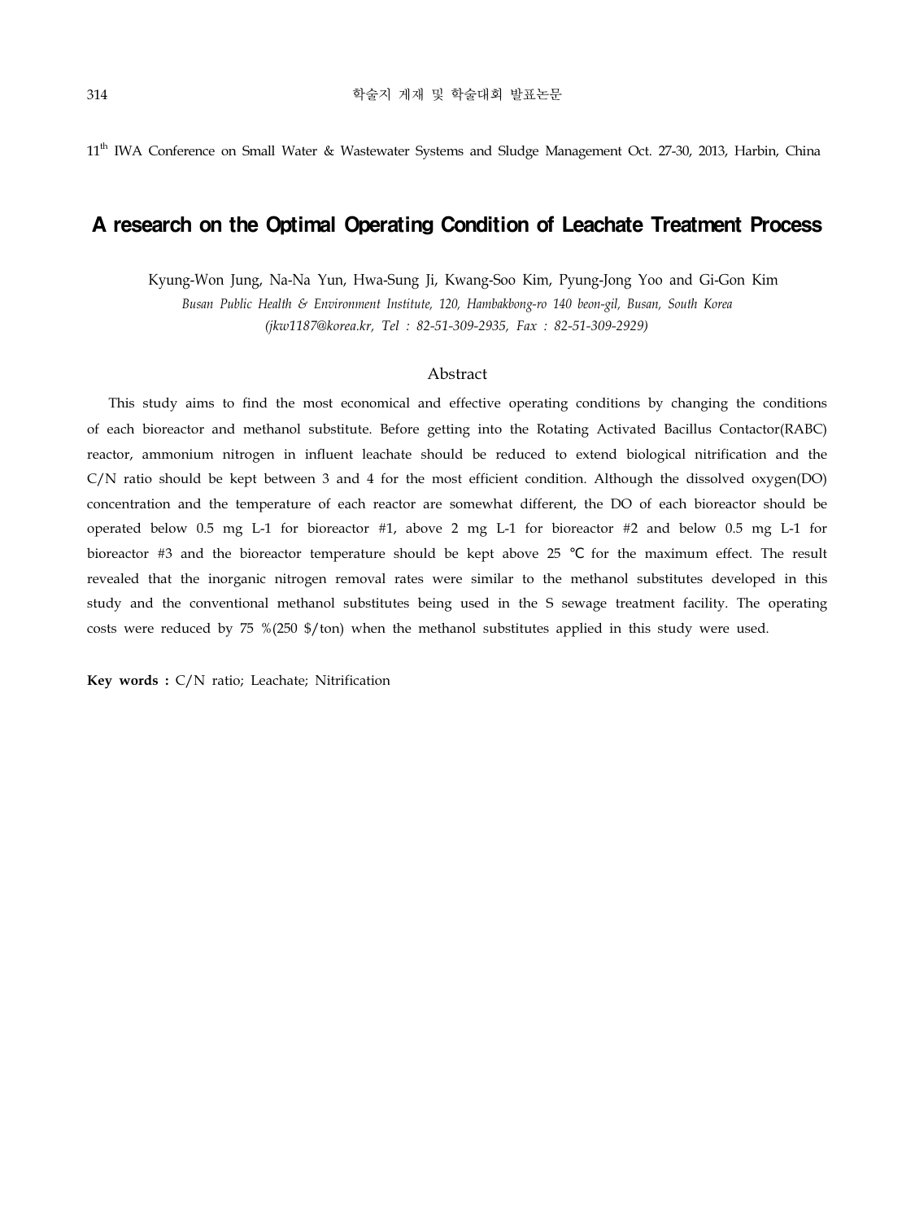11th IWA Conference on Small Water & Wastewater Systems and Sludge Management Oct. 27-30, 2013, Harbin, China

# A research on the Optimal Operating Condition of Leachate Treatment Process

Kyung-Won Jung, Na-Na Yun, Hwa-Sung Ji, Kwang-Soo Kim, Pyung-Jong Yoo and Gi-Gon Kim

*Busan Public Health & Environment Institute, 120, Hambakbong-ro 140 beon-gil, Busan, South Korea*
*(jkw1187@korea.kr, Tel : 82-51-309-2935, Fax : 82-51-309-2929)*

## Abstract

This study aims to find the most economical and effective operating conditions by changing the conditions of each bioreactor and methanol substitute. Before getting into the Rotating Activated Bacillus Contactor(RABC) reactor, ammonium nitrogen in influent leachate should be reduced to extend biological nitrification and the C/N ratio should be kept between 3 and 4 for the most efficient condition. Although the dissolved oxygen(DO) concentration and the temperature of each reactor are somewhat different, the DO of each bioreactor should be operated below 0.5 mg L-1 for bioreactor #1, above 2 mg L-1 for bioreactor #2 and below 0.5 mg L-1 for bioreactor #3 and the bioreactor temperature should be kept above 25 ℃ for the maximum effect. The result revealed that the inorganic nitrogen removal rates were similar to the methanol substitutes developed in this study and the conventional methanol substitutes being used in the S sewage treatment facility. The operating costs were reduced by 75 %(250 $/ton) when the methanol substitutes applied in this study were used.

**Key words :** C/N ratio; Leachate; Nitrification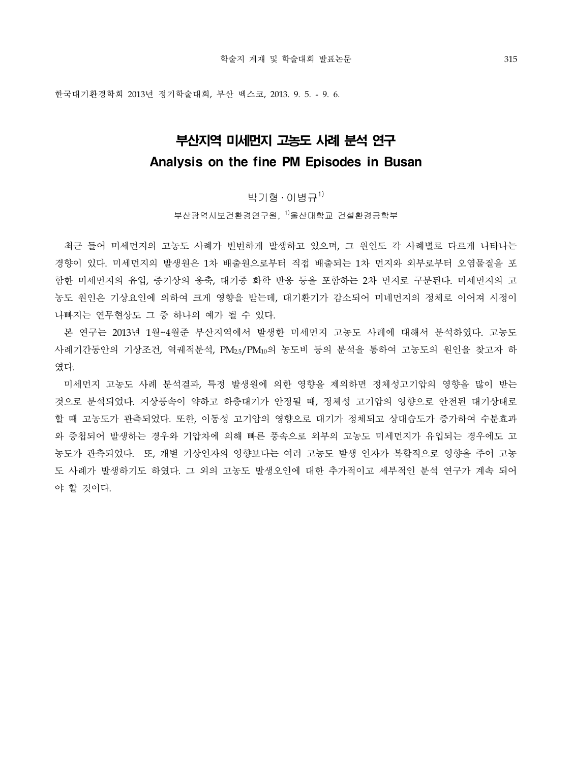한국대기환경학회 2013년 정기학술대회, 부산 벡스코, 2013. 9. 5. - 9. 6.

# 부산지역 미세먼지 고농도 사례 분석 연구
# Analysis on the fine PM Episodes in Busan

박기형 · 이병규[1)]

부산광역시보건환경연구원, [1)]울산대학교 건설환경공학부

최근 들어 미세먼지의 고농도 사례가 빈번하게 발생하고 있으며, 그 원인도 각 사례별로 다르게 나타나는 경향이 있다. 미세먼지의 발생원은 1차 배출원으로부터 직접 배출되는 1차 먼지와 외부로부터 오염물질을 포함한 미세먼지의 유입, 증기상의 응축, 대기중 화학 반응 등을 포함하는 2차 먼지로 구분된다. 미세먼지의 고농도 원인은 기상요인에 의하여 크게 영향을 받는데, 대기환기가 감소되어 미네먼지의 정체로 이어져 시정이 나빠지는 연무현상도 그 중 하나의 예가 될 수 있다.

본 연구는 2013년 1월~4월준 부산지역에서 발생한 미세먼지 고농도 사례에 대해서 분석하였다. 고농도 사례기간동안의 기상조건, 역궤적분석, $PM_{2.5}/PM_{10}$의 농도비 등의 분석을 통하여 고농도의 원인을 찾고자 하였다.

미세먼지 고농도 사례 분석결과, 특정 발생원에 의한 영향을 제외하면 정체성고기압의 영향을 많이 받는 것으로 분석되었다. 지상풍속이 약하고 하층대기가 안정될 때, 정체성 고기압의 영향으로 안전된 대기상태로 할 때 고농도가 관측되었다. 또한, 이동성 고기압의 영향으로 대기가 정체되고 상대습도가 증가하여 수분효과와 중첩되어 발생하는 경우와 기압차에 의해 빠른 풍속으로 외부의 고농도 미세먼지가 유입되는 경우에도 고농도가 관측되었다.  또, 개별 기상인자의 영향보다는 여러 고농도 발생 인자가 복합적으로 영향을 주어 고농도 사례가 발생하기도 하였다. 그 외의 고농도 발생오인에 대한 추가적이고 세부적인 분석 연구가 계속 되어야 할 것이다.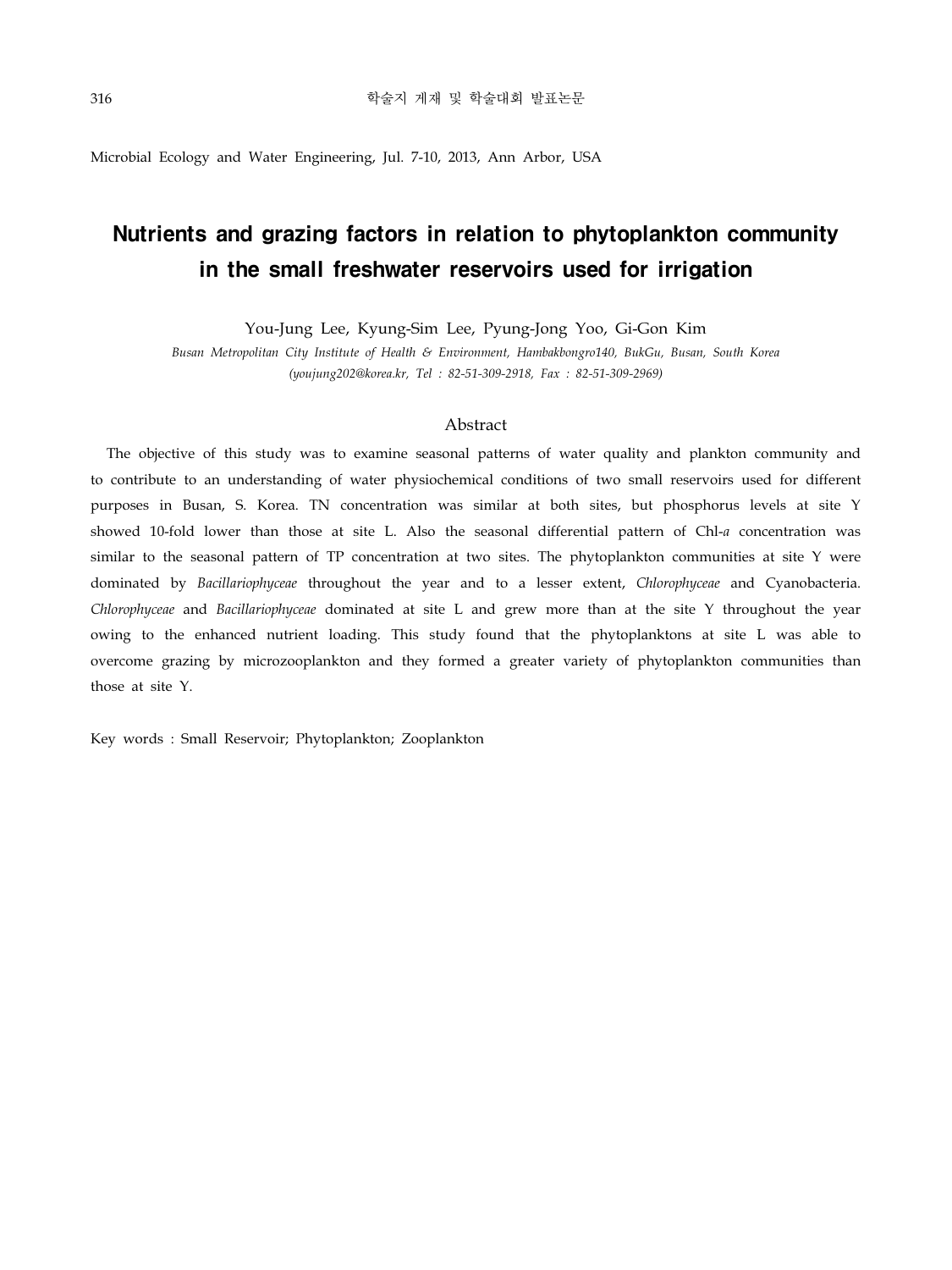Microbial Ecology and Water Engineering, Jul. 7-10, 2013, Ann Arbor, USA

# Nutrients and grazing factors in relation to phytoplankton community in the small freshwater reservoirs used for irrigation

You-Jung Lee, Kyung-Sim Lee, Pyung-Jong Yoo, Gi-Gon Kim

*Busan Metropolitan City Institute of Health & Environment, Hambakbongro140, BukGu, Busan, South Korea*
*(youjung202@korea.kr, Tel : 82-51-309-2918, Fax : 82-51-309-2969)*

## Abstract

The objective of this study was to examine seasonal patterns of water quality and plankton community and to contribute to an understanding of water physiochemical conditions of two small reservoirs used for different purposes in Busan, S. Korea. TN concentration was similar at both sites, but phosphorus levels at site Y showed 10-fold lower than those at site L. Also the seasonal differential pattern of Chl-*a* concentration was similar to the seasonal pattern of TP concentration at two sites. The phytoplankton communities at site Y were dominated by *Bacillariophyceae* throughout the year and to a lesser extent, *Chlorophyceae* and Cyanobacteria. *Chlorophyceae* and *Bacillariophyceae* dominated at site L and grew more than at the site Y throughout the year owing to the enhanced nutrient loading. This study found that the phytoplanktons at site L was able to overcome grazing by microzooplankton and they formed a greater variety of phytoplankton communities than those at site Y.

Key words : Small Reservoir; Phytoplankton; Zooplankton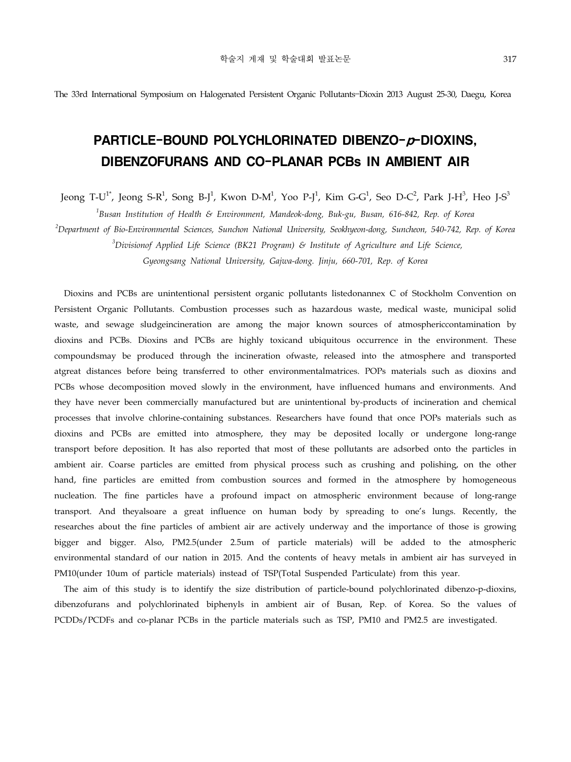The 33rd International Symposium on Halogenated Persistent Organic Pollutants–Dioxin 2013 August 25-30, Daegu, Korea

# PARTICLE-BOUND POLYCHLORINATED DIBENZO-*p*-DIOXINS, DIBENZOFURANS AND CO-PLANAR PCBs IN AMBIENT AIR

Jeong T-U[1*], Jeong S-R[1], Song B-J[1], Kwon D-M[1], Yoo P-J[1], Kim G-G[1], Seo D-C[2], Park J-H[3], Heo J-S[3]

[1]*Busan Institution of Health & Environment, Mandeok-dong, Buk-gu, Busan, 616-842, Rep. of Korea*

[2]*Department of Bio-Environmental Sciences, Sunchon National University, Seokhyeon-dong, Suncheon, 540-742, Rep. of Korea*

[3]*Divisionof Applied Life Science (BK21 Program) & Institute of Agriculture and Life Science, Gyeongsang National University, Gajwa-dong. Jinju, 660-701, Rep. of Korea*

Dioxins and PCBs are unintentional persistent organic pollutants listedonannex C of Stockholm Convention on Persistent Organic Pollutants. Combustion processes such as hazardous waste, medical waste, municipal solid waste, and sewage sludgeincineration are among the major known sources of atmosphericcontamination by dioxins and PCBs. Dioxins and PCBs are highly toxicand ubiquitous occurrence in the environment. These compoundsmay be produced through the incineration ofwaste, released into the atmosphere and transported atgreat distances before being transferred to other environmentalmatrices. POPs materials such as dioxins and PCBs whose decomposition moved slowly in the environment, have influenced humans and environments. And they have never been commercially manufactured but are unintentional by-products of incineration and chemical processes that involve chlorine-containing substances. Researchers have found that once POPs materials such as dioxins and PCBs are emitted into atmosphere, they may be deposited locally or undergone long-range transport before deposition. It has also reported that most of these pollutants are adsorbed onto the particles in ambient air. Coarse particles are emitted from physical process such as crushing and polishing, on the other hand, fine particles are emitted from combustion sources and formed in the atmosphere by homogeneous nucleation. The fine particles have a profound impact on atmospheric environment because of long-range transport. And theyalsoare a great influence on human body by spreading to one's lungs. Recently, the researches about the fine particles of ambient air are actively underway and the importance of those is growing bigger and bigger. Also, PM2.5(under 2.5um of particle materials) will be added to the atmospheric environmental standard of our nation in 2015. And the contents of heavy metals in ambient air has surveyed in PM10(under 10um of particle materials) instead of TSP(Total Suspended Particulate) from this year.

The aim of this study is to identify the size distribution of particle-bound polychlorinated dibenzo-p-dioxins, dibenzofurans and polychlorinated biphenyls in ambient air of Busan, Rep. of Korea. So the values of PCDDs/PCDFs and co-planar PCBs in the particle materials such as TSP, PM10 and PM2.5 are investigated.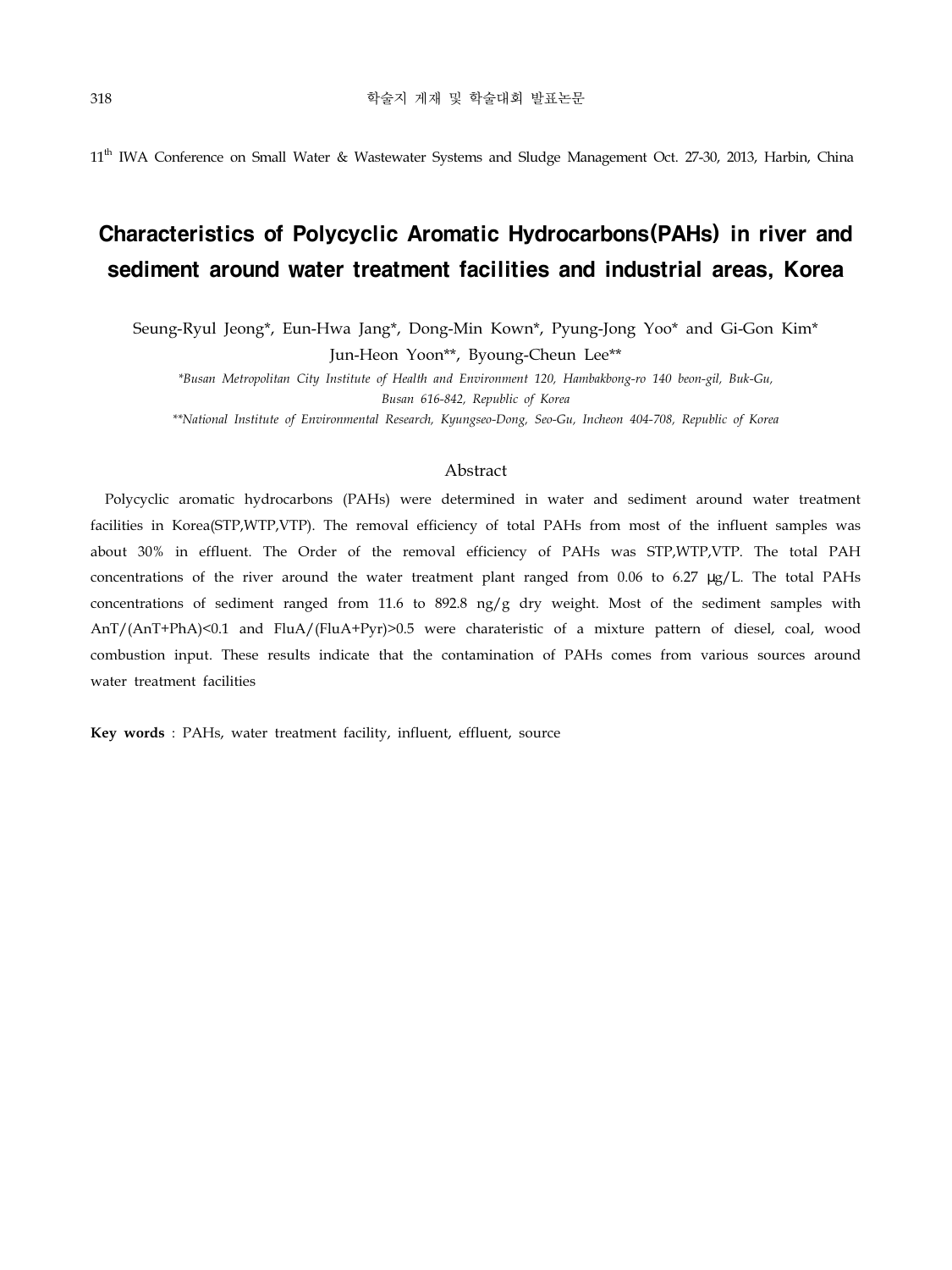11th IWA Conference on Small Water & Wastewater Systems and Sludge Management Oct. 27-30, 2013, Harbin, China

# Characteristics of Polycyclic Aromatic Hydrocarbons(PAHs) in river and sediment around water treatment facilities and industrial areas, Korea

Seung-Ryul Jeong*, Eun-Hwa Jang*, Dong-Min Kown*, Pyung-Jong Yoo* and Gi-Gon Kim*
Jun-Heon Yoon**, Byoung-Cheun Lee**

*\*Busan Metropolitan City Institute of Health and Environment 120, Hambakbong-ro 140 beon-gil, Buk-Gu, Busan 616-842, Republic of Korea*

*\*\*National Institute of Environmental Research, Kyungseo-Dong, Seo-Gu, Incheon 404-708, Republic of Korea*

## Abstract

Polycyclic aromatic hydrocarbons (PAHs) were determined in water and sediment around water treatment facilities in Korea(STP,WTP,VTP). The removal efficiency of total PAHs from most of the influent samples was about 30% in effluent. The Order of the removal efficiency of PAHs was STP,WTP,VTP. The total PAH concentrations of the river around the water treatment plant ranged from 0.06 to 6.27 μg/L. The total PAHs concentrations of sediment ranged from 11.6 to 892.8 ng/g dry weight. Most of the sediment samples with AnT/(AnT+PhA)<0.1 and FluA/(FluA+Pyr)>0.5 were charateristic of a mixture pattern of diesel, coal, wood combustion input. These results indicate that the contamination of PAHs comes from various sources around water treatment facilities

**Key words** : PAHs, water treatment facility, influent, effluent, source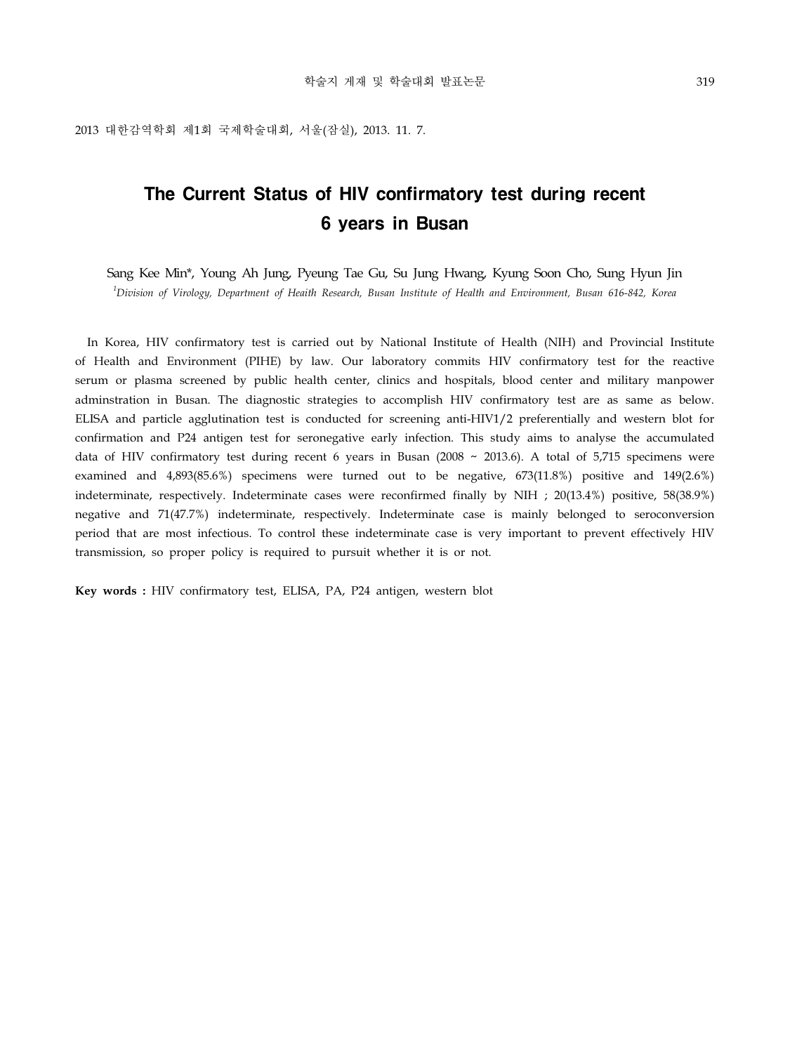2013 대한감역학회 제1회 국제학술대회, 서울(잠실), 2013. 11. 7.

# The Current Status of HIV confirmatory test during recent 6 years in Busan

Sang Kee Min*, Young Ah Jung, Pyeung Tae Gu, Su Jung Hwang, Kyung Soon Cho, Sung Hyun Jin

[1]*Division of Virology, Department of Heaith Research, Busan Institute of Health and Environment, Busan 616-842, Korea*

In Korea, HIV confirmatory test is carried out by National Institute of Health (NIH) and Provincial Institute of Health and Environment (PIHE) by law. Our laboratory commits HIV confirmatory test for the reactive serum or plasma screened by public health center, clinics and hospitals, blood center and military manpower adminstration in Busan. The diagnostic strategies to accomplish HIV confirmatory test are as same as below. ELISA and particle agglutination test is conducted for screening anti-HIV1/2 preferentially and western blot for confirmation and P24 antigen test for seronegative early infection. This study aims to analyse the accumulated data of HIV confirmatory test during recent 6 years in Busan (2008 ~ 2013.6). A total of 5,715 specimens were examined and 4,893(85.6%) specimens were turned out to be negative, 673(11.8%) positive and 149(2.6%) indeterminate, respectively. Indeterminate cases were reconfirmed finally by NIH ; 20(13.4%) positive, 58(38.9%) negative and 71(47.7%) indeterminate, respectively. Indeterminate case is mainly belonged to seroconversion period that are most infectious. To control these indeterminate case is very important to prevent effectively HIV transmission, so proper policy is required to pursuit whether it is or not.

**Key words :** HIV confirmatory test, ELISA, PA, P24 antigen, western blot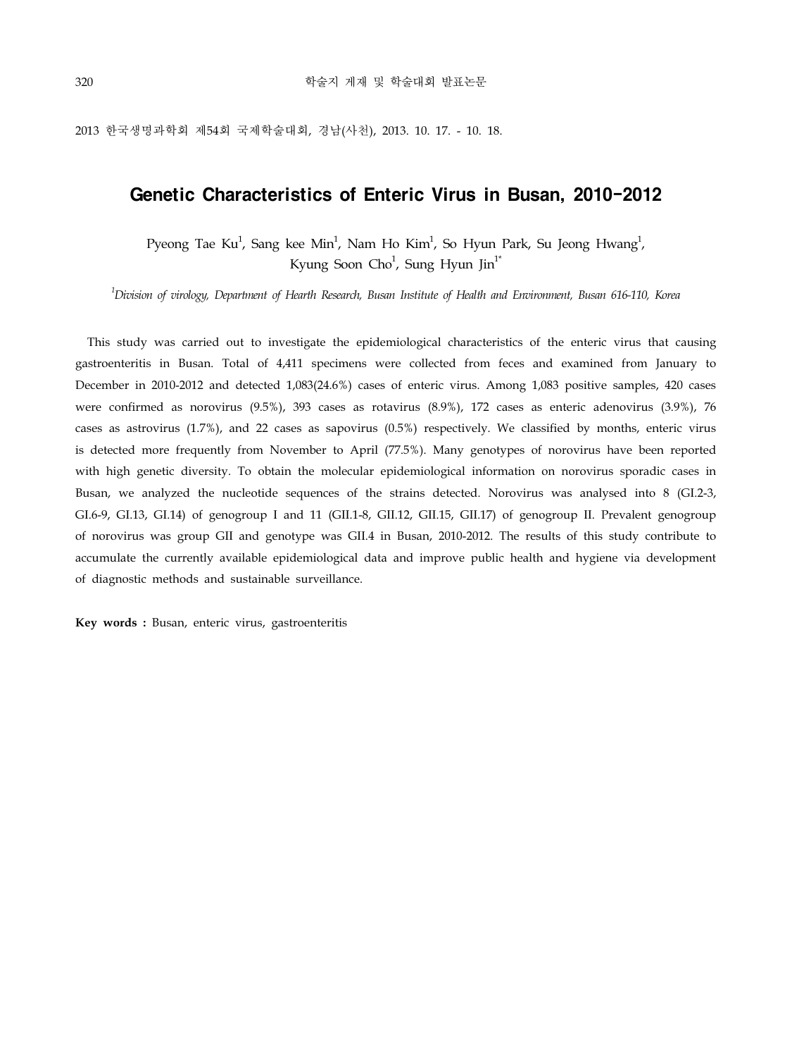2013 한국생명과학회 제54회 국제학술대회, 경남(사천), 2013. 10. 17. - 10. 18.

## Genetic Characteristics of Enteric Virus in Busan, 2010-2012

Pyeong Tae Ku[1], Sang kee Min[1], Nam Ho Kim[1], So Hyun Park, Su Jeong Hwang[1], Kyung Soon Cho[1], Sung Hyun Jin[1*]

[1]*Division of virology, Department of Hearth Research, Busan Institute of Health and Environment, Busan 616-110, Korea*

This study was carried out to investigate the epidemiological characteristics of the enteric virus that causing gastroenteritis in Busan. Total of 4,411 specimens were collected from feces and examined from January to December in 2010-2012 and detected 1,083(24.6%) cases of enteric virus. Among 1,083 positive samples, 420 cases were confirmed as norovirus (9.5%), 393 cases as rotavirus (8.9%), 172 cases as enteric adenovirus (3.9%), 76 cases as astrovirus (1.7%), and 22 cases as sapovirus (0.5%) respectively. We classified by months, enteric virus is detected more frequently from November to April (77.5%). Many genotypes of norovirus have been reported with high genetic diversity. To obtain the molecular epidemiological information on norovirus sporadic cases in Busan, we analyzed the nucleotide sequences of the strains detected. Norovirus was analysed into 8 (GI.2-3, GI.6-9, GI.13, GI.14) of genogroup I and 11 (GII.1-8, GII.12, GII.15, GII.17) of genogroup II. Prevalent genogroup of norovirus was group GII and genotype was GII.4 in Busan, 2010-2012. The results of this study contribute to accumulate the currently available epidemiological data and improve public health and hygiene via development of diagnostic methods and sustainable surveillance.

**Key words :** Busan, enteric virus, gastroenteritis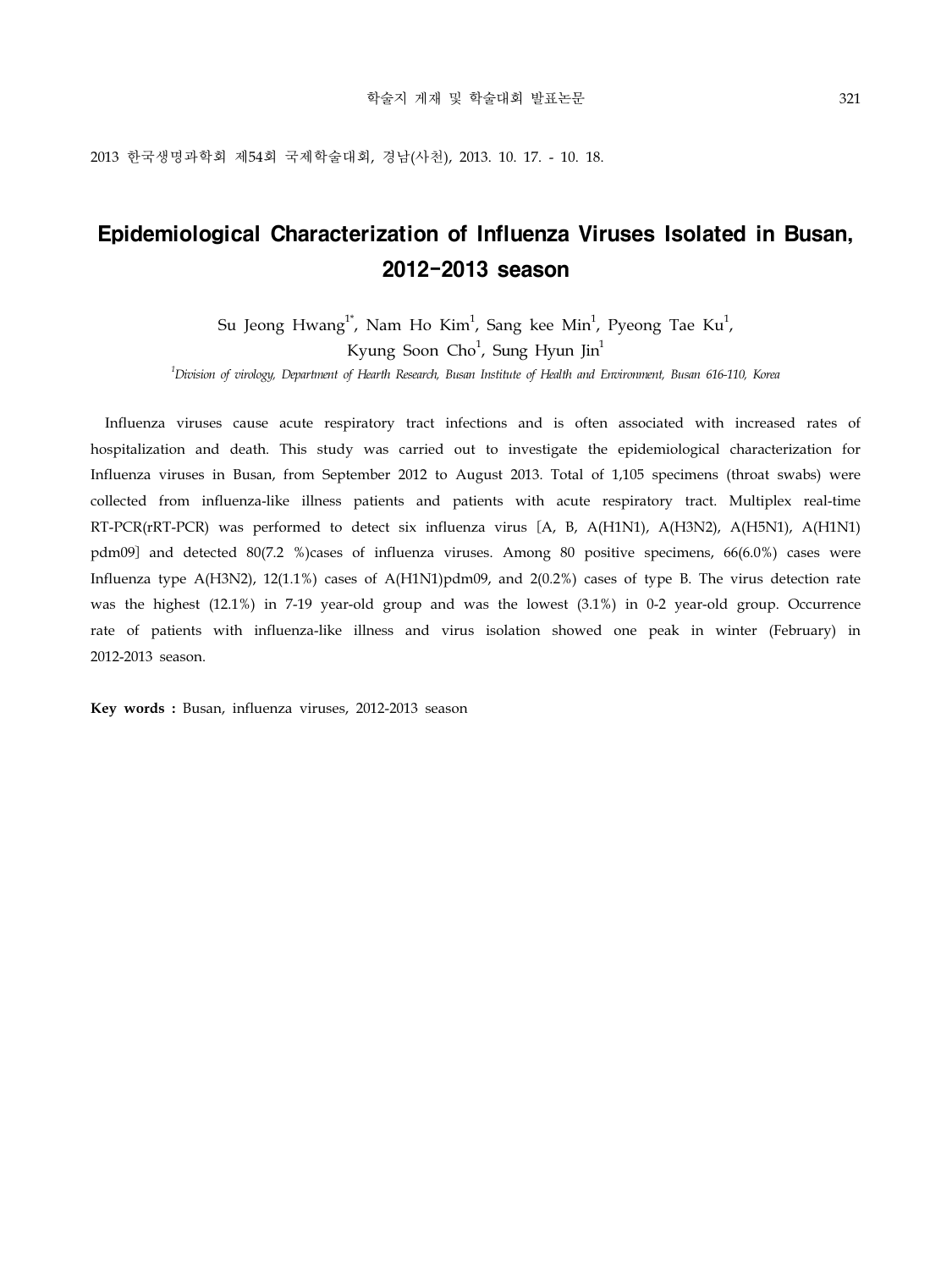2013 한국생명과학회 제54회 국제학술대회, 경남(사천), 2013. 10. 17. - 10. 18.

# Epidemiological Characterization of Influenza Viruses Isolated in Busan, 2012-2013 season

Su Jeong Hwang[1*], Nam Ho Kim[1], Sang kee Min[1], Pyeong Tae Ku[1], Kyung Soon Cho[1], Sung Hyun Jin[1]

[1]*Division of virology, Department of Hearth Research, Busan Institute of Health and Environment, Busan 616-110, Korea*

Influenza viruses cause acute respiratory tract infections and is often associated with increased rates of hospitalization and death. This study was carried out to investigate the epidemiological characterization for Influenza viruses in Busan, from September 2012 to August 2013. Total of 1,105 specimens (throat swabs) were collected from influenza-like illness patients and patients with acute respiratory tract. Multiplex real-time RT-PCR(rRT-PCR) was performed to detect six influenza virus [A, B, A(H1N1), A(H3N2), A(H5N1), A(H1N1) pdm09] and detected 80(7.2 %)cases of influenza viruses. Among 80 positive specimens, 66(6.0%) cases were Influenza type A(H3N2), 12(1.1%) cases of A(H1N1)pdm09, and 2(0.2%) cases of type B. The virus detection rate was the highest (12.1%) in 7-19 year-old group and was the lowest (3.1%) in 0-2 year-old group. Occurrence rate of patients with influenza-like illness and virus isolation showed one peak in winter (February) in 2012-2013 season.

**Key words :** Busan, influenza viruses, 2012-2013 season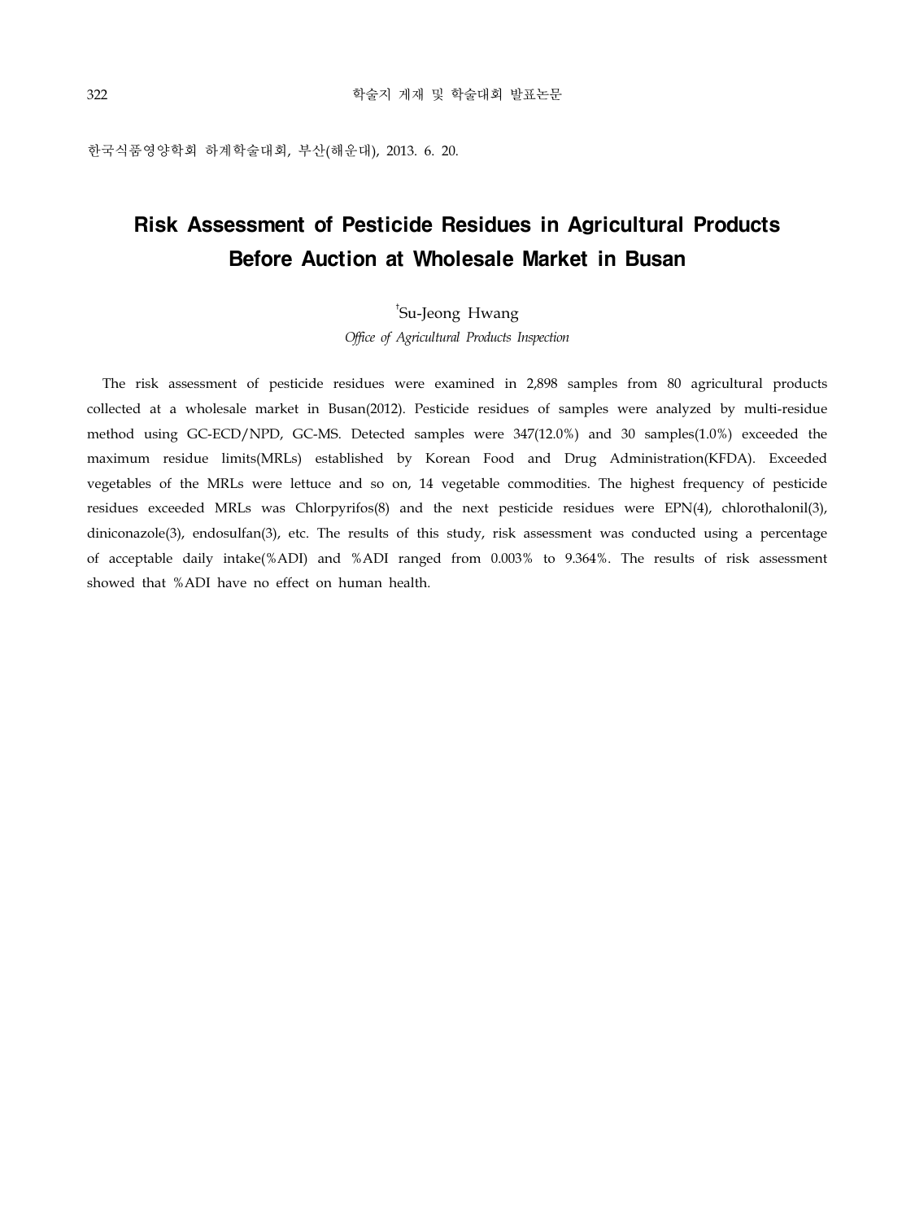한국식품영양학회 하계학술대회, 부산(해운대), 2013. 6. 20.

# Risk Assessment of Pesticide Residues in Agricultural Products Before Auction at Wholesale Market in Busan

†Su-Jeong Hwang

*Office of Agricultural Products Inspection*

The risk assessment of pesticide residues were examined in 2,898 samples from 80 agricultural products collected at a wholesale market in Busan(2012). Pesticide residues of samples were analyzed by multi-residue method using GC-ECD/NPD, GC-MS. Detected samples were 347(12.0%) and 30 samples(1.0%) exceeded the maximum residue limits(MRLs) established by Korean Food and Drug Administration(KFDA). Exceeded vegetables of the MRLs were lettuce and so on, 14 vegetable commodities. The highest frequency of pesticide residues exceeded MRLs was Chlorpyrifos(8) and the next pesticide residues were EPN(4), chlorothalonil(3), diniconazole(3), endosulfan(3), etc. The results of this study, risk assessment was conducted using a percentage of acceptable daily intake(%ADI) and %ADI ranged from 0.003% to 9.364%. The results of risk assessment showed that %ADI have no effect on human health.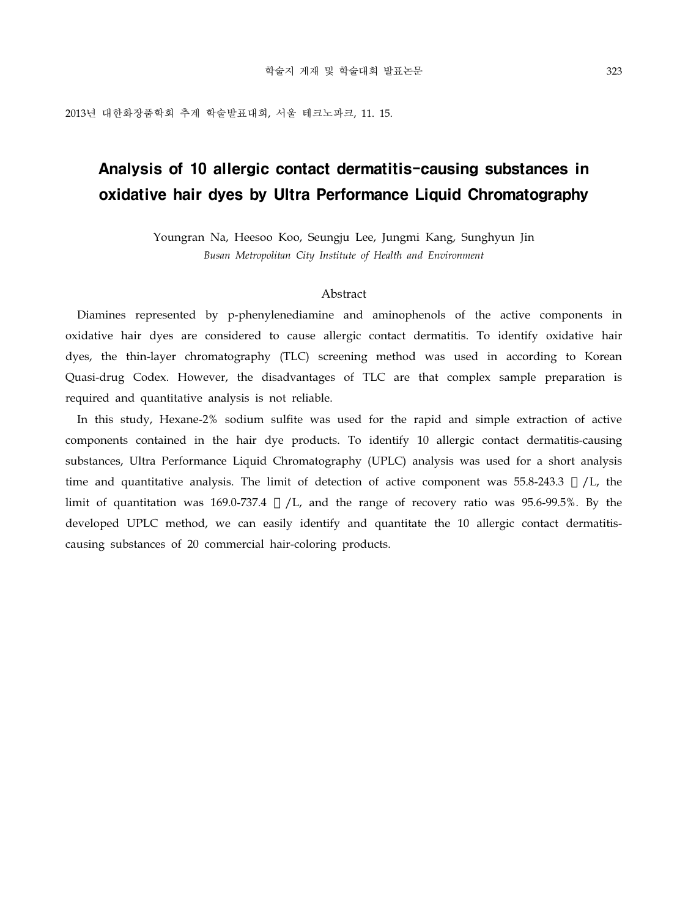2013년 대한화장품학회 추계 학술발표대회, 서울 테크노파크, 11. 15.

# Analysis of 10 allergic contact dermatitis-causing substances in oxidative hair dyes by Ultra Performance Liquid Chromatography

Youngran Na, Heesoo Koo, Seungju Lee, Jungmi Kang, Sunghyun Jin

*Busan Metropolitan City Institute of Health and Environment*

## Abstract

Diamines represented by p-phenylenediamine and aminophenols of the active components in oxidative hair dyes are considered to cause allergic contact dermatitis. To identify oxidative hair dyes, the thin-layer chromatography (TLC) screening method was used in according to Korean Quasi-drug Codex. However, the disadvantages of TLC are that complex sample preparation is required and quantitative analysis is not reliable.

In this study, Hexane-2% sodium sulfite was used for the rapid and simple extraction of active components contained in the hair dye products. To identify 10 allergic contact dermatitis-causing substances, Ultra Performance Liquid Chromatography (UPLC) analysis was used for a short analysis time and quantitative analysis. The limit of detection of active component was 55.8-243.3 ㎍/L, the limit of quantitation was 169.0-737.4 ㎍/L, and the range of recovery ratio was 95.6-99.5%. By the developed UPLC method, we can easily identify and quantitate the 10 allergic contact dermatitis-causing substances of 20 commercial hair-coloring products.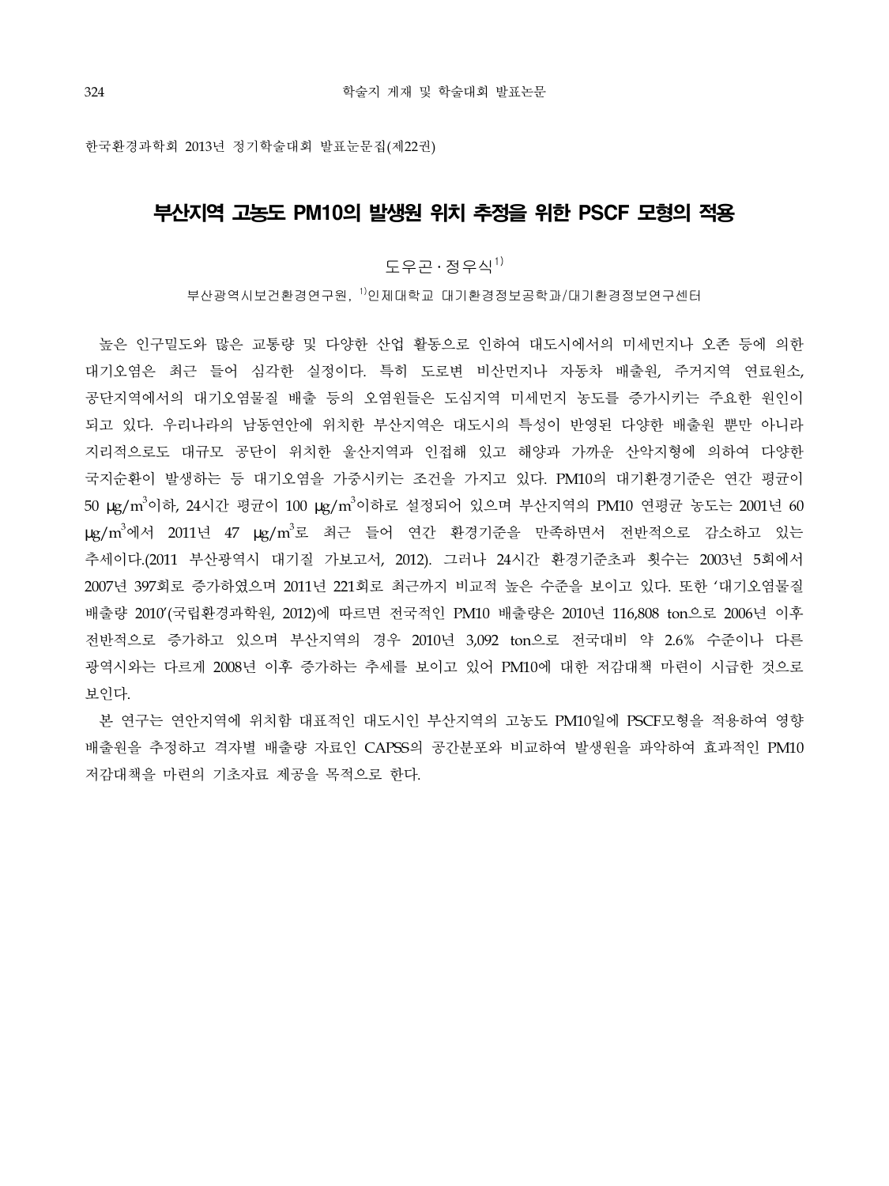한국환경과학회 2013년 정기학술대회 발표논문집(제22권)

# 부산지역 고농도 PM10의 발생원 위치 추정을 위한 PSCF 모형의 적용

도우곤 · 정우식[1)]

부산광역시보건환경연구원, [1)]인제대학교 대기환경정보공학과/대기환경정보연구센터

높은 인구밀도와 많은 교통량 및 다양한 산업 활동으로 인하여 대도시에서의 미세먼지나 오존 등에 의한 대기오염은 최근 들어 심각한 실정이다. 특히 도로변 비산먼지나 자동차 배출원, 주거지역 연료원소, 공단지역에서의 대기오염물질 배출 등의 오염원들은 도심지역 미세먼지 농도를 증가시키는 주요한 원인이 되고 있다. 우리나라의 남동연안에 위치한 부산지역은 대도시의 특성이 반영된 다양한 배출원 뿐만 아니라 지리적으로도 대규모 공단이 위치한 울산지역과 인접해 있고 해양과 가까운 산악지형에 의하여 다양한 국지순환이 발생하는 등 대기오염을 가중시키는 조건을 가지고 있다. PM10의 대기환경기준은 연간 평균이 50 $\mu g/m^3$이하, 24시간 평균이 100 $\mu g/m^3$이하로 설정되어 있으며 부산지역의 PM10 연평균 농도는 2001년 60 $\mu g/m^3$에서 2011년 47 $\mu g/m^3$로 최근 들어 연간 환경기준을 만족하면서 전반적으로 감소하고 있는 추세이다.(2011 부산광역시 대기질 가보고서, 2012). 그러나 24시간 환경기준초과 횟수는 2003년 5회에서 2007년 397회로 증가하였으며 2011년 221회로 최근까지 비교적 높은 수준을 보이고 있다. 또한 '대기오염물질 배출량 2010'(국립환경과학원, 2012)에 따르면 전국적인 PM10 배출량은 2010년 116,808 ton으로 2006년 이후 전반적으로 증가하고 있으며 부산지역의 경우 2010년 3,092 ton으로 전국대비 약 2.6% 수준이나 다른 광역시와는 다르게 2008년 이후 증가하는 추세를 보이고 있어 PM10에 대한 저감대책 마련이 시급한 것으로 보인다.

본 연구는 연안지역에 위치함 대표적인 대도시인 부산지역의 고농도 PM10일에 PSCF모형을 적용하여 영향 배출원을 추정하고 격자별 배출량 자료인 CAPSS의 공간분포와 비교하여 발생원을 파악하여 효과적인 PM10 저감대책을 마련의 기초자료 제공을 목적으로 한다.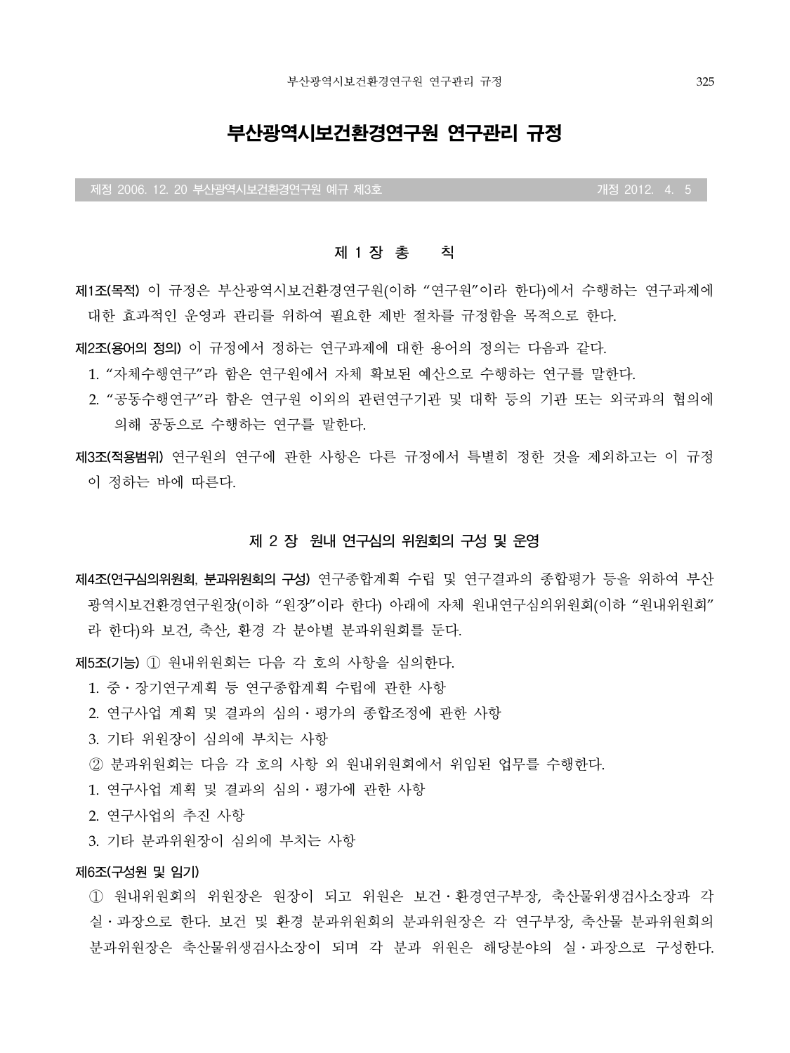# 부산광역시보건환경연구원 연구관리 규정

제정 2006. 12. 20 부산광역시보건환경연구원 예규 제3호 　　　　　　　　　　　　　　　　　 개정 2012. 4. 5

## 제 1 장 총 칙

**제1조(목적)** 이 규정은 부산광역시보건환경연구원(이하 “연구원”이라 한다)에서 수행하는 연구과제에 대한 효과적인 운영과 관리를 위하여 필요한 제반 절차를 규정함을 목적으로 한다.

**제2조(용어의 정의)** 이 규정에서 정하는 연구과제에 대한 용어의 정의는 다음과 같다.

1. “자체수행연구”라 함은 연구원에서 자체 확보된 예산으로 수행하는 연구를 말한다.
2. “공동수행연구”라 함은 연구원 이외의 관련연구기관 및 대학 등의 기관 또는 외국과의 협의에 의해 공동으로 수행하는 연구를 말한다.

**제3조(적용범위)** 연구원의 연구에 관한 사항은 다른 규정에서 특별히 정한 것을 제외하고는 이 규정이 정하는 바에 따른다.

## 제 2 장 원내 연구심의 위원회의 구성 및 운영

**제4조(연구심의위원회, 분과위원회의 구성)** 연구종합계획 수립 및 연구결과의 종합평가 등을 위하여 부산광역시보건환경연구원장(이하 “원장”이라 한다) 아래에 자체 원내연구심의위원회(이하 “원내위원회”라 한다)와 보건, 축산, 환경 각 분야별 분과위원회를 둔다.

**제5조(기능)** ① 원내위원회는 다음 각 호의 사항을 심의한다.

1. 중ㆍ장기연구계획 등 연구종합계획 수립에 관한 사항
2. 연구사업 계획 및 결과의 심의ㆍ평가의 종합조정에 관한 사항
3. 기타 위원장이 심의에 부치는 사항

② 분과위원회는 다음 각 호의 사항 외 원내위원회에서 위임된 업무를 수행한다.

1. 연구사업 계획 및 결과의 심의ㆍ평가에 관한 사항
2. 연구사업의 추진 사항
3. 기타 분과위원장이 심의에 부치는 사항

**제6조(구성원 및 임기)**

① 원내위원회의 위원장은 원장이 되고 위원은 보건ㆍ환경연구부장, 축산물위생검사소장과 각 실ㆍ과장으로 한다. 보건 및 환경 분과위원회의 분과위원장은 각 연구부장, 축산물 분과위원회의 분과위원장은 축산물위생검사소장이 되며 각 분과 위원은 해당분야의 실ㆍ과장으로 구성한다.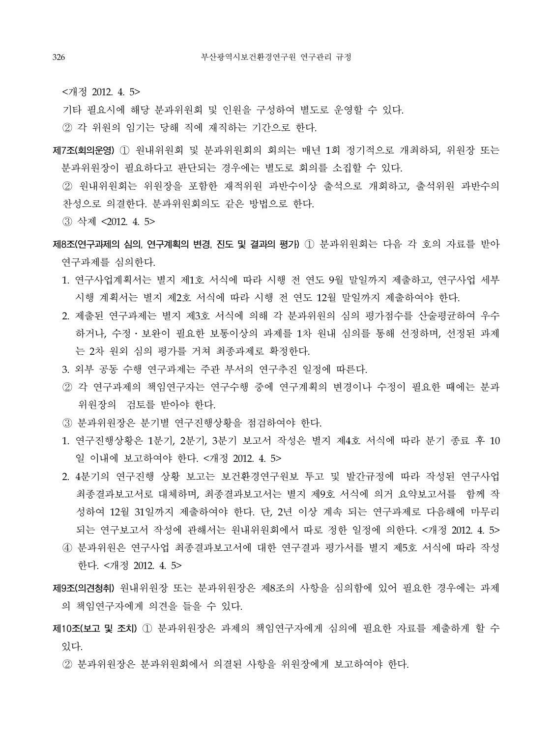<개정 2012. 4. 5>

기타 필요시에 해당 분과위원회 및 인원을 구성하여 별도로 운영할 수 있다.

② 각 위원의 임기는 당해 직에 재직하는 기간으로 한다.

**제7조(회의운영)** ① 원내위원회 및 분과위원회의 회의는 매년 1회 정기적으로 개최하되, 위원장 또는 분과위원장이 필요하다고 판단되는 경우에는 별도로 회의를 소집할 수 있다.

② 원내위원회는 위원장을 포함한 재적위원 과반수이상 출석으로 개회하고, 출석위원 과반수의 찬성으로 의결한다. 분과위원회의도 같은 방법으로 한다.

③ 삭제 <2012. 4. 5>

**제8조(연구과제의 심의, 연구계획의 변경, 진도 및 결과의 평가)** ① 분과위원회는 다음 각 호의 자료를 받아 연구과제를 심의한다.

1. 연구사업계획서는 별지 제1호 서식에 따라 시행 전 연도 9월 말일까지 제출하고, 연구사업 세부 시행 계획서는 별지 제2호 서식에 따라 시행 전 연도 12월 말일까지 제출하여야 한다.
2. 제출된 연구과제는 별지 제3호 서식에 의해 각 분과위원의 심의 평가점수를 산술평균하여 우수하거나, 수정·보완이 필요한 보통이상의 과제를 1차 원내 심의를 통해 선정하며, 선정된 과제는 2차 원외 심의 평가를 거쳐 최종과제로 확정한다.
3. 외부 공동 수행 연구과제는 주관 부서의 연구추진 일정에 따른다.

② 각 연구과제의 책임연구자는 연구수행 중에 연구계획의 변경이나 수정이 필요한 때에는 분과위원장의 검토를 받아야 한다.

③ 분과위원장은 분기별 연구진행상황을 점검하여야 한다.

1. 연구진행상황은 1분기, 2분기, 3분기 보고서 작성은 별지 제4호 서식에 따라 분기 종료 후 10일 이내에 보고하여야 한다. <개정 2012. 4. 5>
2. 4분기의 연구진행 상황 보고는 보건환경연구원보 투고 및 발간규정에 따라 작성된 연구사업 최종결과보고서로 대체하며, 최종결과보고서는 별지 제9호 서식에 의거 요약보고서를 함께 작성하여 12월 31일까지 제출하여야 한다. 단, 2년 이상 계속 되는 연구과제로 다음해에 마무리 되는 연구보고서 작성에 관해서는 원내위원회에서 따로 정한 일정에 의한다. <개정 2012. 4. 5>

④ 분과위원은 연구사업 최종결과보고서에 대한 연구결과 평가서를 별지 제5호 서식에 따라 작성한다. <개정 2012. 4. 5>

**제9조(의견청취)** 원내위원장 또는 분과위원장은 제8조의 사항을 심의함에 있어 필요한 경우에는 과제의 책임연구자에게 의견을 들을 수 있다.

**제10조(보고 및 조치)** ① 분과위원장은 과제의 책임연구자에게 심의에 필요한 자료를 제출하게 할 수 있다.

② 분과위원장은 분과위원회에서 의결된 사항을 위원장에게 보고하여야 한다.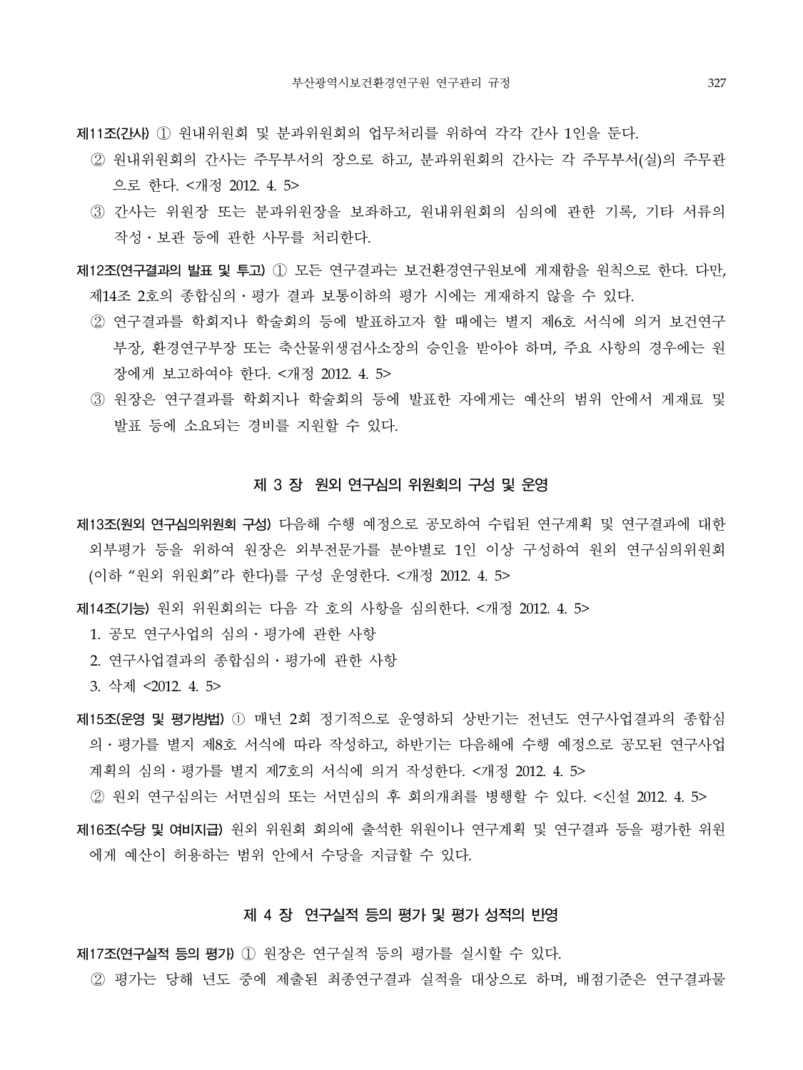**제11조(간사)** ① 원내위원회 및 분과위원회의 업무처리를 위하여 각각 간사 1인을 둔다.

② 원내위원회의 간사는 주무부서의 장으로 하고, 분과위원회의 간사는 각 주무부서(실)의 주무관으로 한다. <개정 2012. 4. 5>

③ 간사는 위원장 또는 분과위원장을 보좌하고, 원내위원회의 심의에 관한 기록, 기타 서류의 작성 · 보관 등에 관한 사무를 처리한다.

**제12조(연구결과의 발표 및 투고)** ① 모든 연구결과는 보건환경연구원보에 게재함을 원칙으로 한다. 다만, 제14조 2호의 종합심의 · 평가 결과 보통이하의 평가 시에는 게재하지 않을 수 있다.

② 연구결과를 학회지나 학술회의 등에 발표하고자 할 때에는 별지 제6호 서식에 의거 보건연구부장, 환경연구부장 또는 축산물위생검사소장의 승인을 받아야 하며, 주요 사항의 경우에는 원장에게 보고하여야 한다. <개정 2012. 4. 5>

③ 원장은 연구결과를 학회지나 학술회의 등에 발표한 자에게는 예산의 범위 안에서 게재료 및 발표 등에 소요되는 경비를 지원할 수 있다.

## 제 3 장 원외 연구심의 위원회의 구성 및 운영

**제13조(원외 연구심의위원회 구성)** 다음해 수행 예정으로 공모하여 수립된 연구계획 및 연구결과에 대한 외부평가 등을 위하여 원장은 외부전문가를 분야별로 1인 이상 구성하여 원외 연구심의위원회(이하 "원외 위원회"라 한다)를 구성 운영한다. <개정 2012. 4. 5>

**제14조(기능)** 원외 위원회의는 다음 각 호의 사항을 심의한다. <개정 2012. 4. 5>

1. 공모 연구사업의 심의 · 평가에 관한 사항
2. 연구사업결과의 종합심의 · 평가에 관한 사항
3. 삭제 <2012. 4. 5>

**제15조(운영 및 평가방법)** ① 매년 2회 정기적으로 운영하되 상반기는 전년도 연구사업결과의 종합심의 · 평가를 별지 제8호 서식에 따라 작성하고, 하반기는 다음해에 수행 예정으로 공모된 연구사업계획의 심의 · 평가를 별지 제7호의 서식에 의거 작성한다. <개정 2012. 4. 5>

② 원외 연구심의는 서면심의 또는 서면심의 후 회의개최를 병행할 수 있다. <신설 2012. 4. 5>

**제16조(수당 및 여비지급)** 원외 위원회 회의에 출석한 위원이나 연구계획 및 연구결과 등을 평가한 위원에게 예산이 허용하는 범위 안에서 수당을 지급할 수 있다.

## 제 4 장 연구실적 등의 평가 및 평가 성적의 반영

**제17조(연구실적 등의 평가)** ① 원장은 연구실적 등의 평가를 실시할 수 있다.

② 평가는 당해 년도 중에 제출된 최종연구결과 실적을 대상으로 하며, 배점기준은 연구결과물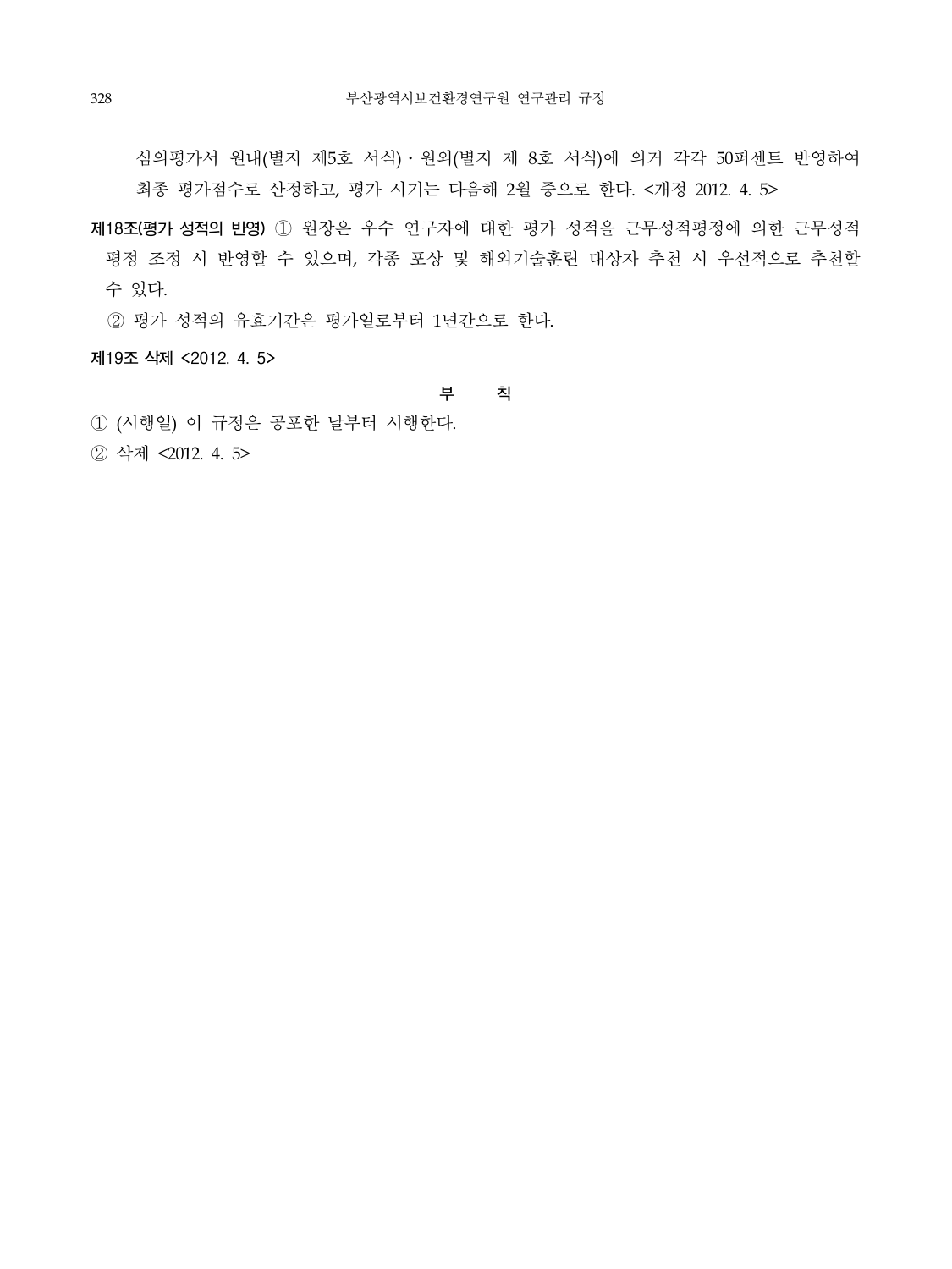심의평가서 원내(별지 제5호 서식) · 원외(별지 제 8호 서식)에 의거 각각 50퍼센트 반영하여 최종 평가점수로 산정하고, 평가 시기는 다음해 2월 중으로 한다. <개정 2012. 4. 5>

**제18조(평가 성적의 반영)** ① 원장은 우수 연구자에 대한 평가 성적을 근무성적평정에 의한 근무성적 평정 조정 시 반영할 수 있으며, 각종 포상 및 해외기술훈련 대상자 추천 시 우선적으로 추천할 수 있다.

② 평가 성적의 유효기간은 평가일로부터 1년간으로 한다.

**제19조 삭제** <2012. 4. 5>

## 부 칙

① (시행일) 이 규정은 공포한 날부터 시행한다.

② 삭제 <2012. 4. 5>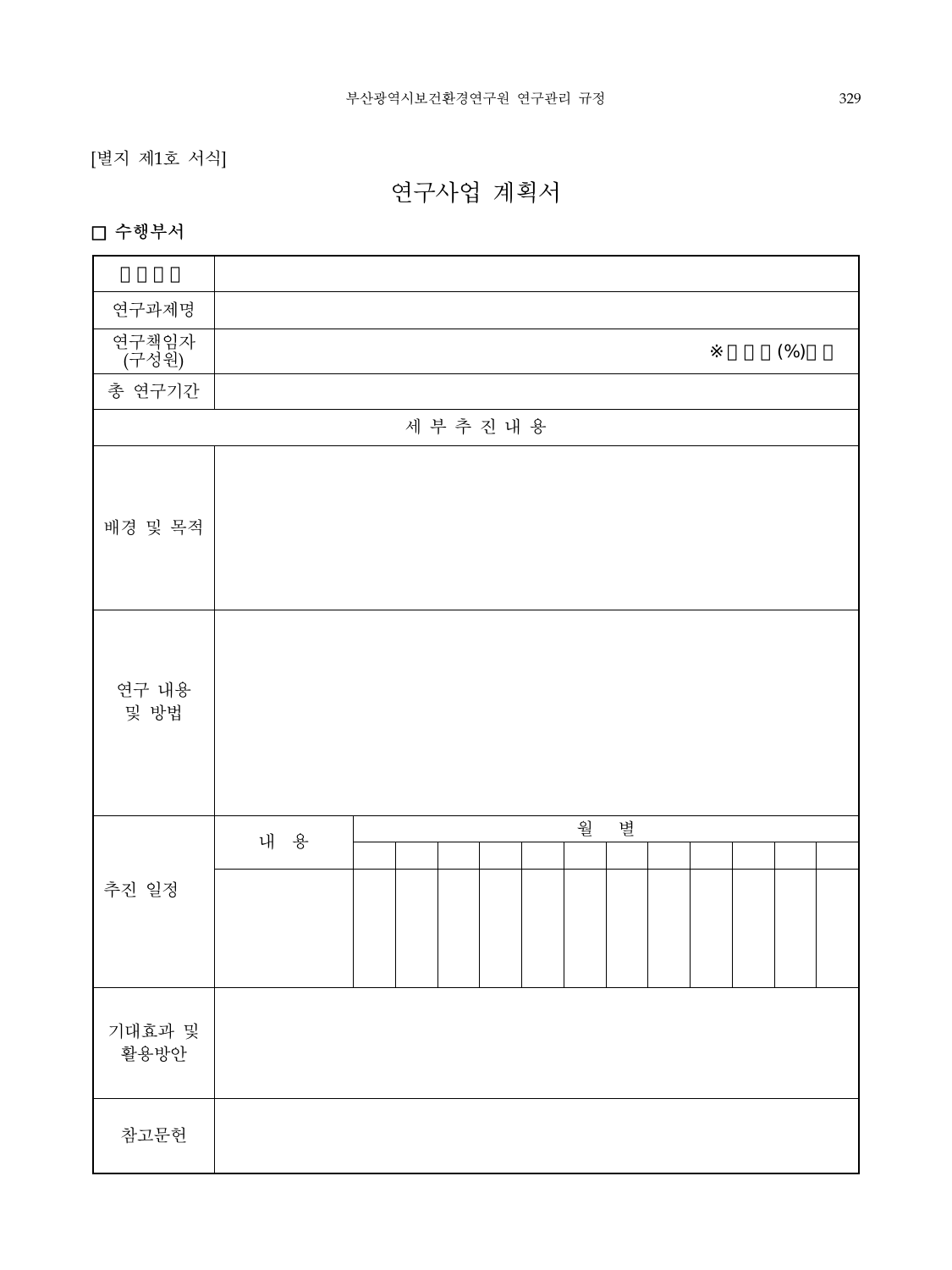[별지 제1호 서식]

# 연구사업 계획서

□ 수행부서

| | | | | | | | | | | | | | |
|---|---|---|---|---|---|---|---|---|---|---|---|---|---|
| □□□□ | | | | | | | | | | | | | |
| 연구과제명 | | | | | | | | | | | | | |
| 연구책임자 (구성원) | ※□□□(%)□□ | | | | | | | | | | | | |
| 총 연구기간 | | | | | | | | | | | | | |
| 세 부 추 진 내 용 | | | | | | | | | | | | | |
| 배경 및 목적 | | | | | | | | | | | | | |
| 연구 내용 및 방법 | | | | | | | | | | | | | |
| 추진 일정 | 내 용 | 월 별 | | | | | | | | | | | |
| | | | | | | | | | | | | | |
| | | | | | | | | | | | | | |
| 기대효과 및 활용방안 | | | | | | | | | | | | | |
| 참고문헌 | | | | | | | | | | | | | |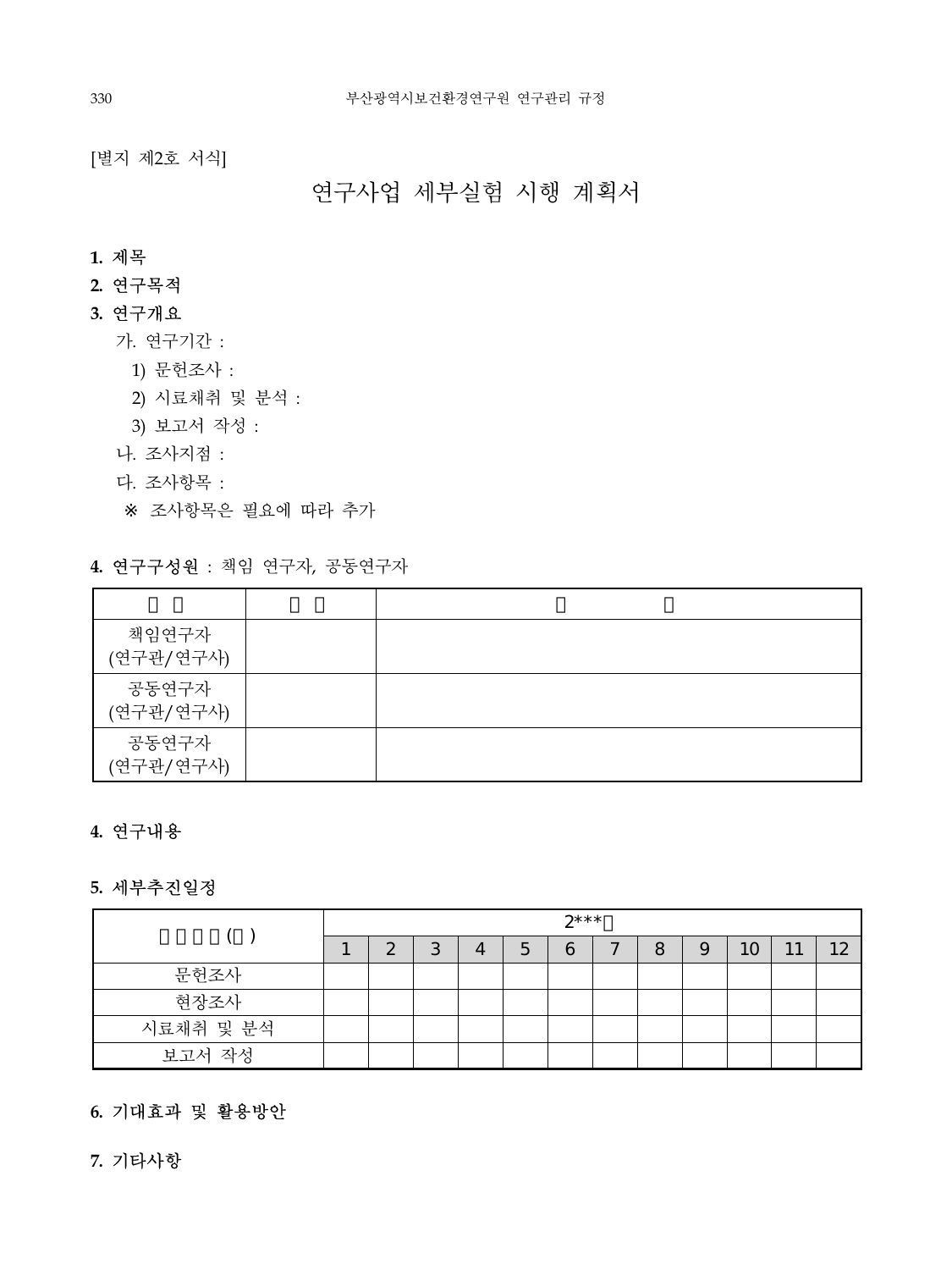[별지 제2호 서식]

# 연구사업 세부실험 시행 계획서

**1. 제목**

**2. 연구목적**

**3. 연구개요**

가. 연구기간 :

1) 문헌조사 :

2) 시료채취 및 분석 :

3) 보고서 작성 :

나. 조사지점 :

다. 조사항목 :

※ 조사항목은 필요에 따라 추가

**4. 연구구성원** : 책임 연구자, 공동연구자

| 구 분 | 성 명 | 업 무 |
|---|---|---|
| 책임연구자<br>(연구관/연구사) | | |
| 공동연구자<br>(연구관/연구사) | | |
| 공동연구자<br>(연구관/연구사) | | |

**4. 연구내용**

**5. 세부추진일정**

| 추진일정(월) | 2***년 | | | | | | | | | | | |
|---|---|---|---|---|---|---|---|---|---|---|---|---|
| | 1 | 2 | 3 | 4 | 5 | 6 | 7 | 8 | 9 | 10 | 11 | 12 |
| 문헌조사 | | | | | | | | | | | | |
| 현장조사 | | | | | | | | | | | | |
| 시료채취 및 분석 | | | | | | | | | | | | |
| 보고서 작성 | | | | | | | | | | | | |

**6. 기대효과 및 활용방안**

**7. 기타사항**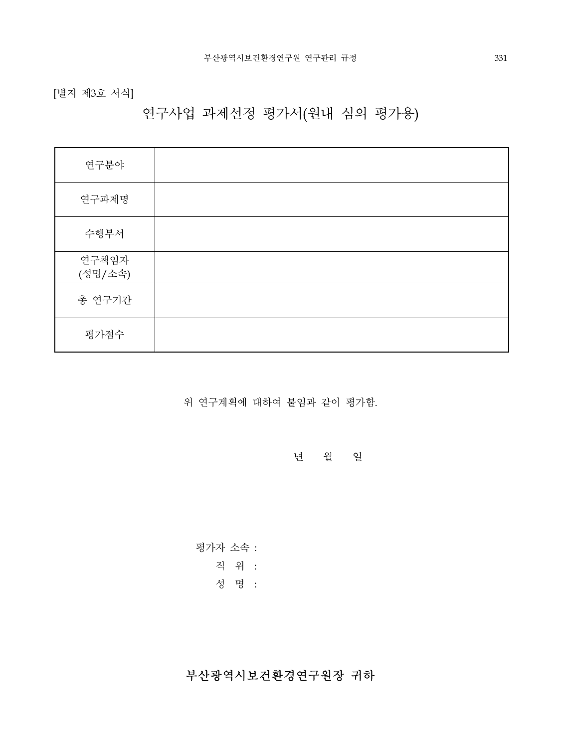[별지 제3호 서식]

# 연구사업 과제선정 평가서(원내 심의 평가용)

| | |
|---|---|
| 연구분야 | |
| 연구과제명 | |
| 수행부서 | |
| 연구책임자 (성명/소속) | |
| 총 연구기간 | |
| 평가점수 | |

위 연구계획에 대하여 붙임과 같이 평가함.

년 월 일

평가자 소속 :

직 위 :

성 명 :

**부산광역시보건환경연구원장 귀하**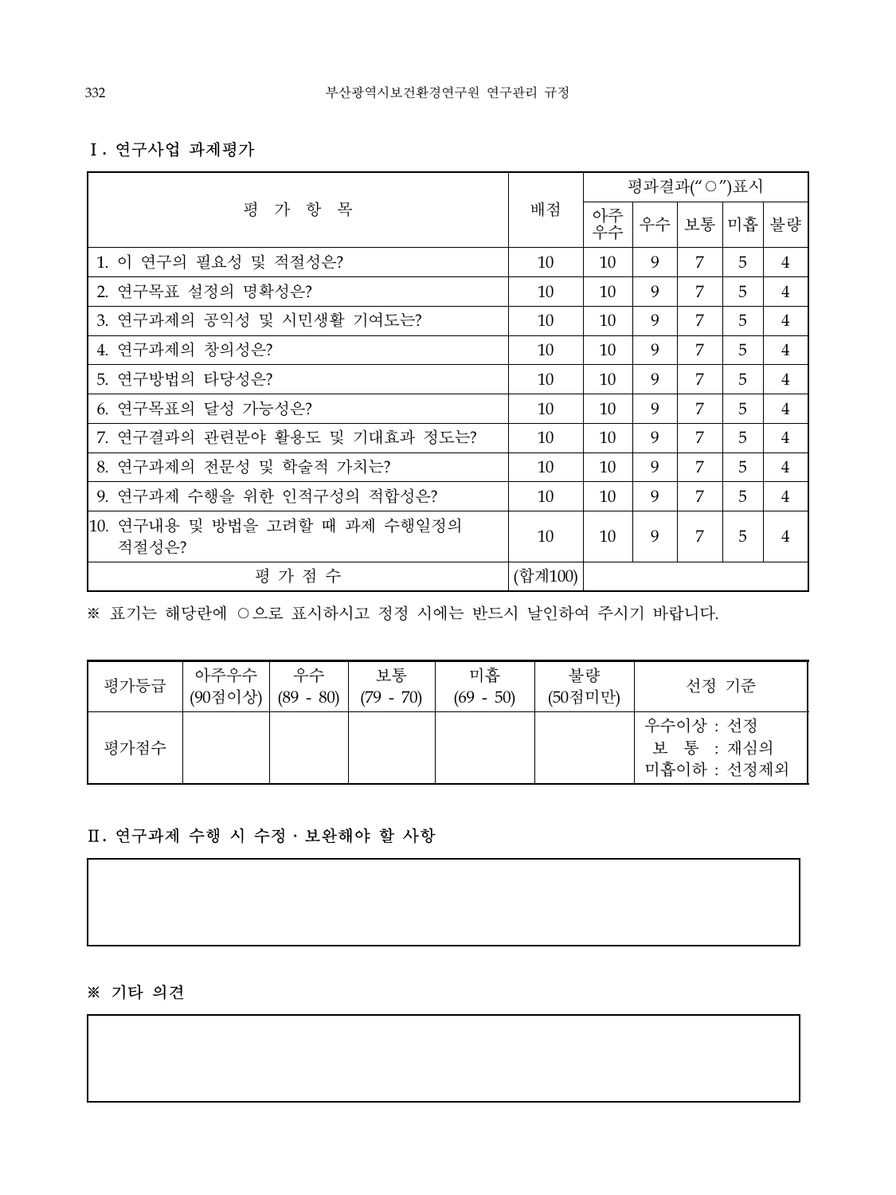## Ⅰ. 연구사업 과제평가

| 평 가 항 목 | 배점 | 평과결과("○")표시 | | | | |
|---|---|---|---|---|---|---|
| | | 아주우수 | 우수 | 보통 | 미흡 | 불량 |
| 1. 이 연구의 필요성 및 적절성은? | 10 | 10 | 9 | 7 | 5 | 4 |
| 2. 연구목표 설정의 명확성은? | 10 | 10 | 9 | 7 | 5 | 4 |
| 3. 연구과제의 공익성 및 시민생활 기여도는? | 10 | 10 | 9 | 7 | 5 | 4 |
| 4. 연구과제의 창의성은? | 10 | 10 | 9 | 7 | 5 | 4 |
| 5. 연구방법의 타당성은? | 10 | 10 | 9 | 7 | 5 | 4 |
| 6. 연구목표의 달성 가능성은? | 10 | 10 | 9 | 7 | 5 | 4 |
| 7. 연구결과의 관련분야 활용도 및 기대효과 정도는? | 10 | 10 | 9 | 7 | 5 | 4 |
| 8. 연구과제의 전문성 및 학술적 가치는? | 10 | 10 | 9 | 7 | 5 | 4 |
| 9. 연구과제 수행을 위한 인적구성의 적합성은? | 10 | 10 | 9 | 7 | 5 | 4 |
| 10. 연구내용 및 방법을 고려할 때 과제 수행일정의 적절성은? | 10 | 10 | 9 | 7 | 5 | 4 |
| 평 가 점 수 | (합계100) | | | | | |

※ 표기는 해당란에 ○으로 표시하시고 정정 시에는 반드시 날인하여 주시기 바랍니다.

| 평가등급 | 아주우수 (90점이상) | 우수 (89 - 80) | 보통 (79 - 70) | 미흡 (69 - 50) | 불량 (50점미만) | 선정 기준 |
|---|---|---|---|---|---|---|
| 평가점수 | | | | | | 우수이상 : 선정<br>보 통 : 재심의<br>미흡이하 : 선정제외 |

## Ⅱ. 연구과제 수행 시 수정 · 보완해야 할 사항

※ 기타 의견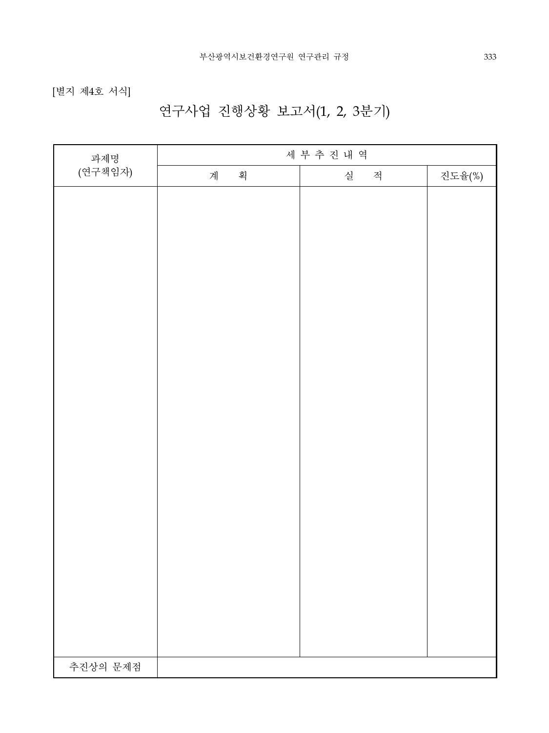[별지 제4호 서식]

# 연구사업 진행상황 보고서(1, 2, 3분기)

| 과제명<br>(연구책임자) | 세 부 추 진 내 역 | | |
|---|---|---|---|
| | 계 획 | 실 적 | 진도율(%) |
| | | | |
| 추진상의 문제점 | | | |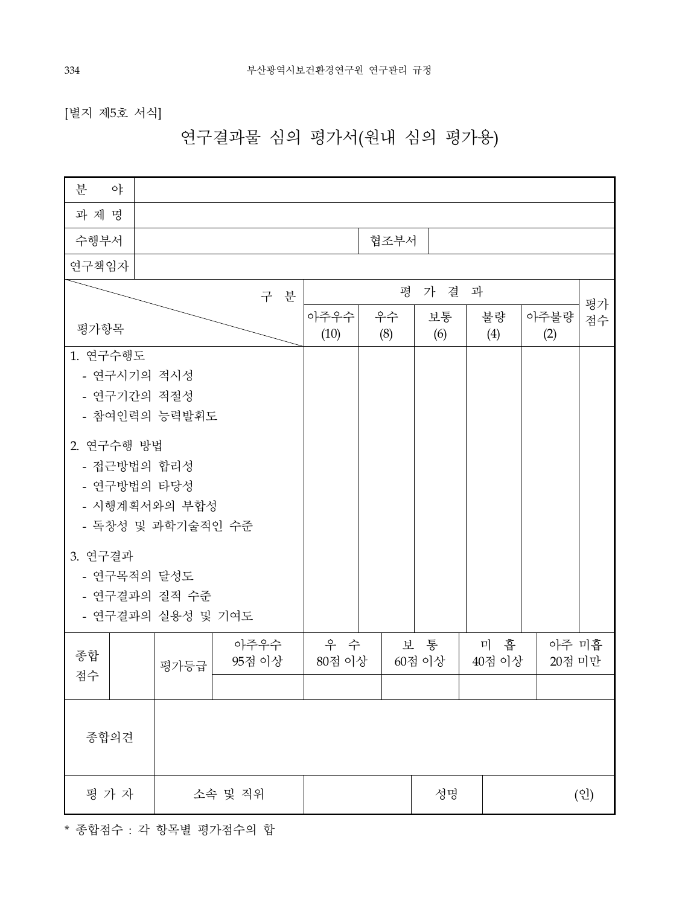[별지 제5호 서식]

# 연구결과물 심의 평가서(원내 심의 평가용)

| 분 야 | | | |
|---|---|---|---|
| 과 제 명 | | | |
| 수행부서 | | 협조부서 | |
| 연구책임자 | | | |

| 구 분 / 평가항목 | 평 가 결 과 | | | | | 평가점수 |
|---|---|---|---|---|---|---|
| | 아주우수 (10) | 우수 (8) | 보통 (6) | 불량 (4) | 아주불량 (2) | |
| 1. 연구수행도<br>- 연구시기의 적시성<br>- 연구기간의 적절성<br>- 참여인력의 능력발휘도<br><br>2. 연구수행 방법<br>- 접근방법의 합리성<br>- 연구방법의 타당성<br>- 시행계획서와의 부합성<br>- 독창성 및 과학기술적인 수준<br><br>3. 연구결과<br>- 연구목적의 달성도<br>- 연구결과의 질적 수준<br>- 연구결과의 실용성 및 기여도 | | | | | | |

| 종합점수 | | 평가등급 | 아주우수 95점 이상 | 우 수 80점 이상 | 보 통 60점 이상 | 미 흡 40점 이상 | 아주 미흡 20점 미만 |
|---|---|---|---|---|---|---|---|
| | | | | | | | |
| 종합의견 | | | | | | | |
| 평 가 자 | 소속 및 직위 | | | 성명 | | | (인) |

* 종합점수 : 각 항목별 평가점수의 합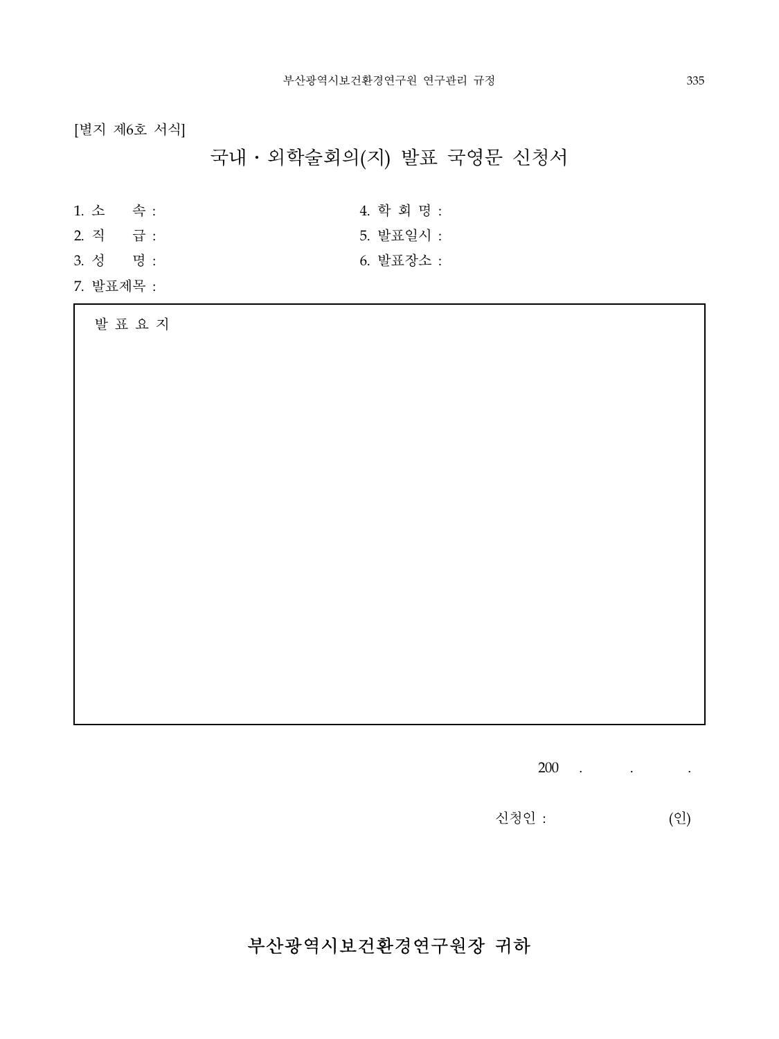[별지 제6호 서식]

# 국내・외학술회의(지) 발표 국영문 신청서

1. 소　　속 :
2. 직　　급 :
3. 성　　명 :
4. 학 회 명 :
5. 발표일시 :
6. 발표장소 :
7. 발표제목 :

| 발 표 요 지 |
|---|
| |

200　 .　　 .　　 .

신청인 :　　　　　　 (인)

**부산광역시보건환경연구원장 귀하**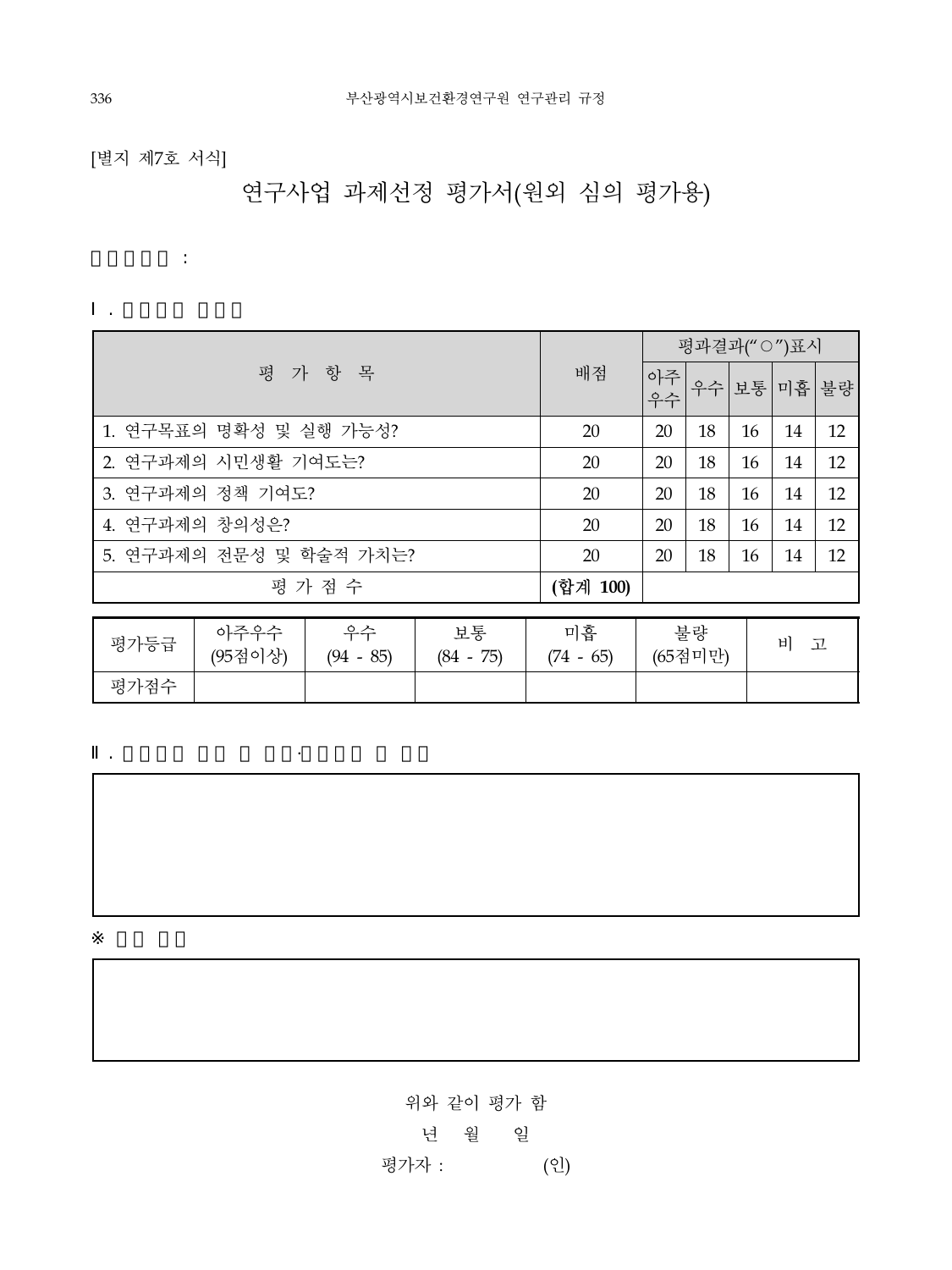[별지 제7호 서식]

# 연구사업 과제선정 평가서(원외 심의 평가용)

□□□□□ :

Ⅰ. □□□□ □□□

| 평 가 항 목 | 배점 | 평과결과(“○”)표시 | | | | |
|---|---|---|---|---|---|---|
| | | 아주우수 | 우수 | 보통 | 미흡 | 불량 |
| 1. 연구목표의 명확성 및 실행 가능성? | 20 | 20 | 18 | 16 | 14 | 12 |
| 2. 연구과제의 시민생활 기여도는? | 20 | 20 | 18 | 16 | 14 | 12 |
| 3. 연구과제의 정책 기여도? | 20 | 20 | 18 | 16 | 14 | 12 |
| 4. 연구과제의 창의성은? | 20 | 20 | 18 | 16 | 14 | 12 |
| 5. 연구과제의 전문성 및 학술적 가치는? | 20 | 20 | 18 | 16 | 14 | 12 |
| 평 가 점 수 | **(합계 100)** | | | | | |

| 평가등급 | 아주우수 (95점이상) | 우수 (94 - 85) | 보통 (84 - 75) | 미흡 (74 - 65) | 불량 (65점미만) | 비 고 |
|---|---|---|---|---|---|---|
| 평가점수 | | | | | | |

Ⅱ. □□□□ □□ □ □□·□□□□ □ □□

| |
|---|
| |

※ □□ □□

| |
|---|
| |

위와 같이 평가 함

년 월 일

평가자 : (인)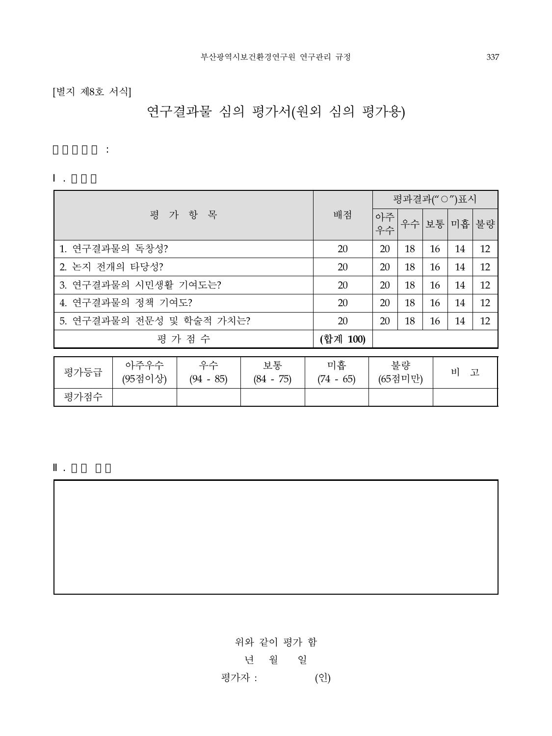[별지 제8호 서식]

# 연구결과물 심의 평가서(원외 심의 평가용)

연구과제명 :

Ⅰ. 평가표

| 평 가 항 목 | 배점 | 평과결과(“○”)표시 | | | | |
|---|---|---|---|---|---|---|
| | | 아주우수 | 우수 | 보통 | 미흡 | 불량 |
| 1. 연구결과물의 독창성? | 20 | 20 | 18 | 16 | 14 | 12 |
| 2. 논지 전개의 타당성? | 20 | 20 | 18 | 16 | 14 | 12 |
| 3. 연구결과물의 시민생활 기여도는? | 20 | 20 | 18 | 16 | 14 | 12 |
| 4. 연구결과물의 정책 기여도? | 20 | 20 | 18 | 16 | 14 | 12 |
| 5. 연구결과물의 전문성 및 학술적 가치는? | 20 | 20 | 18 | 16 | 14 | 12 |
| 평 가 점 수 | **(합계 100)** | | | | | |

| 평가등급 | 아주우수 (95점이상) | 우수 (94 - 85) | 보통 (84 - 75) | 미흡 (74 - 65) | 불량 (65점미만) | 비 고 |
|---|---|---|---|---|---|---|
| 평가점수 | | | | | | |

Ⅱ. 평가 의견

| |
|---|
| |

위와 같이 평가 함

년 월 일

평가자 : (인)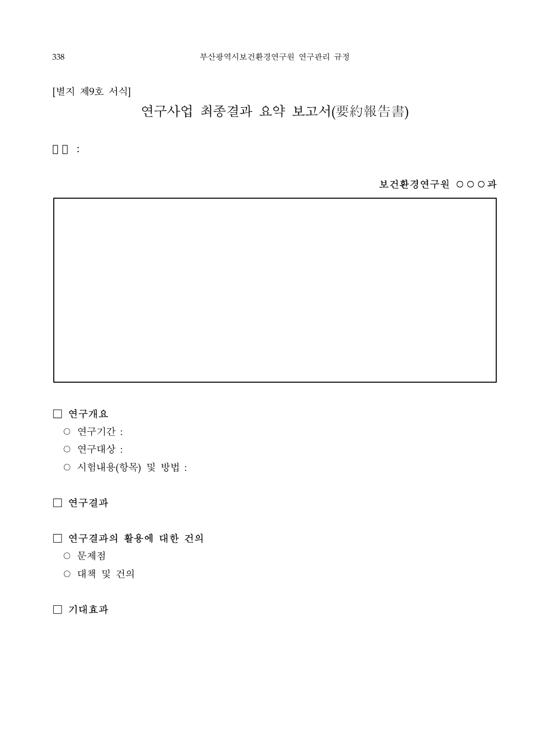[별지 제9호 서식]

# 연구사업 최종결과 요약 보고서(要約報告書)

□□ :

**보건환경연구원 ○○○과**

| |
|---|
| |

□ 연구개요

- ○ 연구기간 :
- ○ 연구대상 :
- ○ 시험내용(항목) 및 방법 :

□ 연구결과

□ 연구결과의 활용에 대한 건의

- ○ 문제점
- ○ 대책 및 건의

□ 기대효과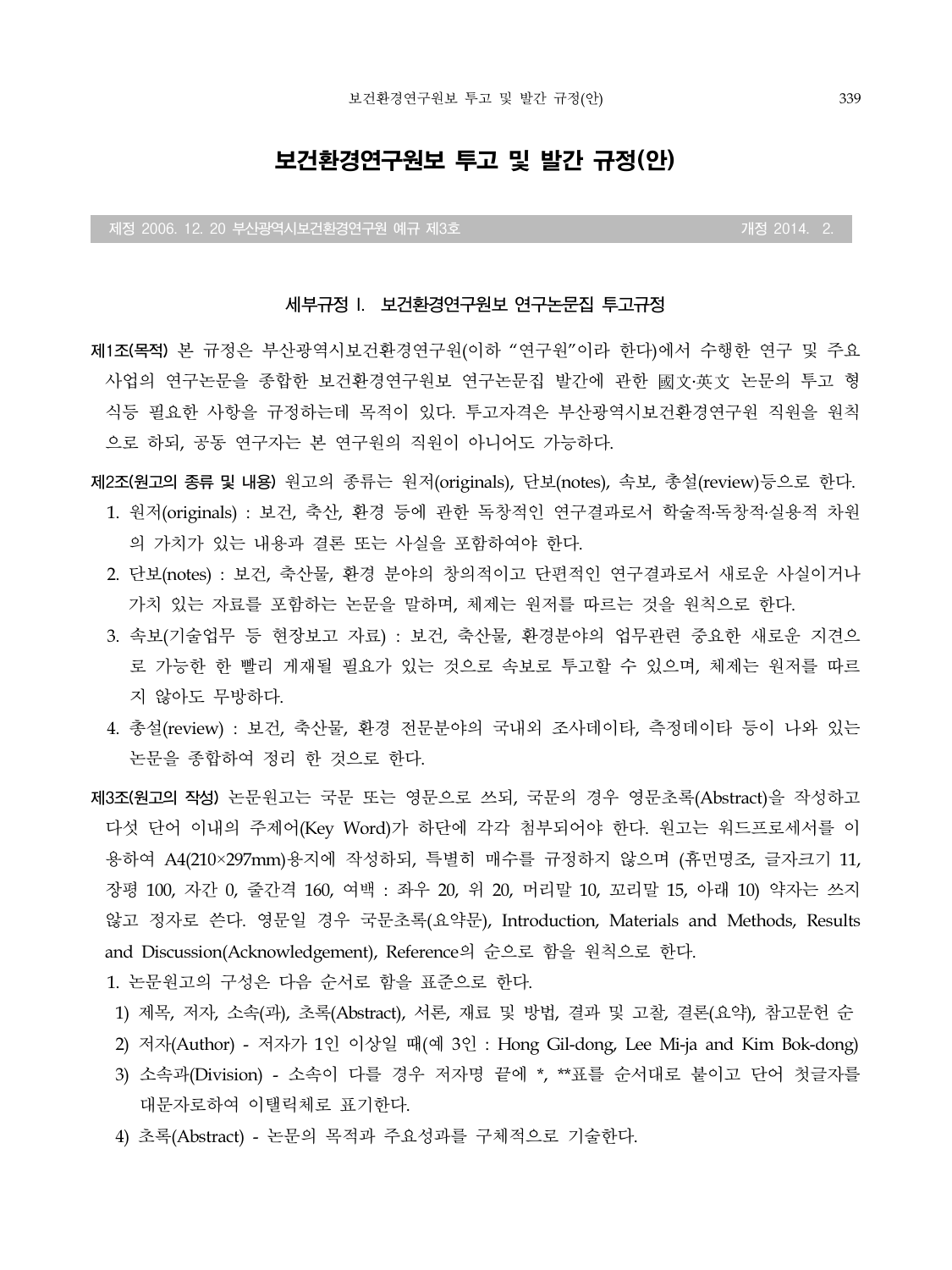# 보건환경연구원보 투고 및 발간 규정(안)

제정 2006. 12. 20 부산광역시보건환경연구원 예규 제3호 개정 2014. 2.

### 세부규정 I. 보건환경연구원보 연구논문집 투고규정

**제1조(목적)** 본 규정은 부산광역시보건환경연구원(이하 "연구원"이라 한다)에서 수행한 연구 및 주요 사업의 연구논문을 종합한 보건환경연구원보 연구논문집 발간에 관한 國文·英文 논문의 투고 형식등 필요한 사항을 규정하는데 목적이 있다. 투고자격은 부산광역시보건환경연구원 직원을 원칙으로 하되, 공동 연구자는 본 연구원의 직원이 아니어도 가능하다.

**제2조(원고의 종류 및 내용)** 원고의 종류는 원저(originals), 단보(notes), 속보, 총설(review)등으로 한다.

1. 원저(originals) : 보건, 축산, 환경 등에 관한 독창적인 연구결과로서 학술적·독창적·실용적 차원의 가치가 있는 내용과 결론 또는 사실을 포함하여야 한다.
2. 단보(notes) : 보건, 축산물, 환경 분야의 창의적이고 단편적인 연구결과로서 새로운 사실이거나 가치 있는 자료를 포함하는 논문을 말하며, 체제는 원저를 따르는 것을 원칙으로 한다.
3. 속보(기술업무 등 현장보고 자료) : 보건, 축산물, 환경분야의 업무관련 중요한 새로운 지견으로 가능한 한 빨리 게재될 필요가 있는 것으로 속보로 투고할 수 있으며, 체제는 원저를 따르지 않아도 무방하다.
4. 총설(review) : 보건, 축산물, 환경 전문분야의 국내외 조사데이타, 측정데이타 등이 나와 있는 논문을 종합하여 정리 한 것으로 한다.

**제3조(원고의 작성)** 논문원고는 국문 또는 영문으로 쓰되, 국문의 경우 영문초록(Abstract)을 작성하고 다섯 단어 이내의 주제어(Key Word)가 하단에 각각 첨부되어야 한다. 원고는 워드프로세서를 이용하여 A4(210×297mm)용지에 작성하되, 특별히 매수를 규정하지 않으며 (휴먼명조, 글자크기 11, 장평 100, 자간 0, 줄간격 160, 여백 : 좌우 20, 위 20, 머리말 10, 꼬리말 15, 아래 10) 약자는 쓰지 않고 정자로 쓴다. 영문일 경우 국문초록(요약문), Introduction, Materials and Methods, Results and Discussion(Acknowledgement), Reference의 순으로 함을 원칙으로 한다.

1. 논문원고의 구성은 다음 순서로 함을 표준으로 한다.
   1) 제목, 저자, 소속(과), 초록(Abstract), 서론, 재료 및 방법, 결과 및 고찰, 결론(요약), 참고문헌 순
   2) 저자(Author) - 저자가 1인 이상일 때(예 3인 : Hong Gil-dong, Lee Mi-ja and Kim Bok-dong)
   3) 소속과(Division) - 소속이 다를 경우 저자명 끝에 *, **표를 순서대로 붙이고 단어 첫글자를 대문자로하여 이탤릭체로 표기한다.
   4) 초록(Abstract) - 논문의 목적과 주요성과를 구체적으로 기술한다.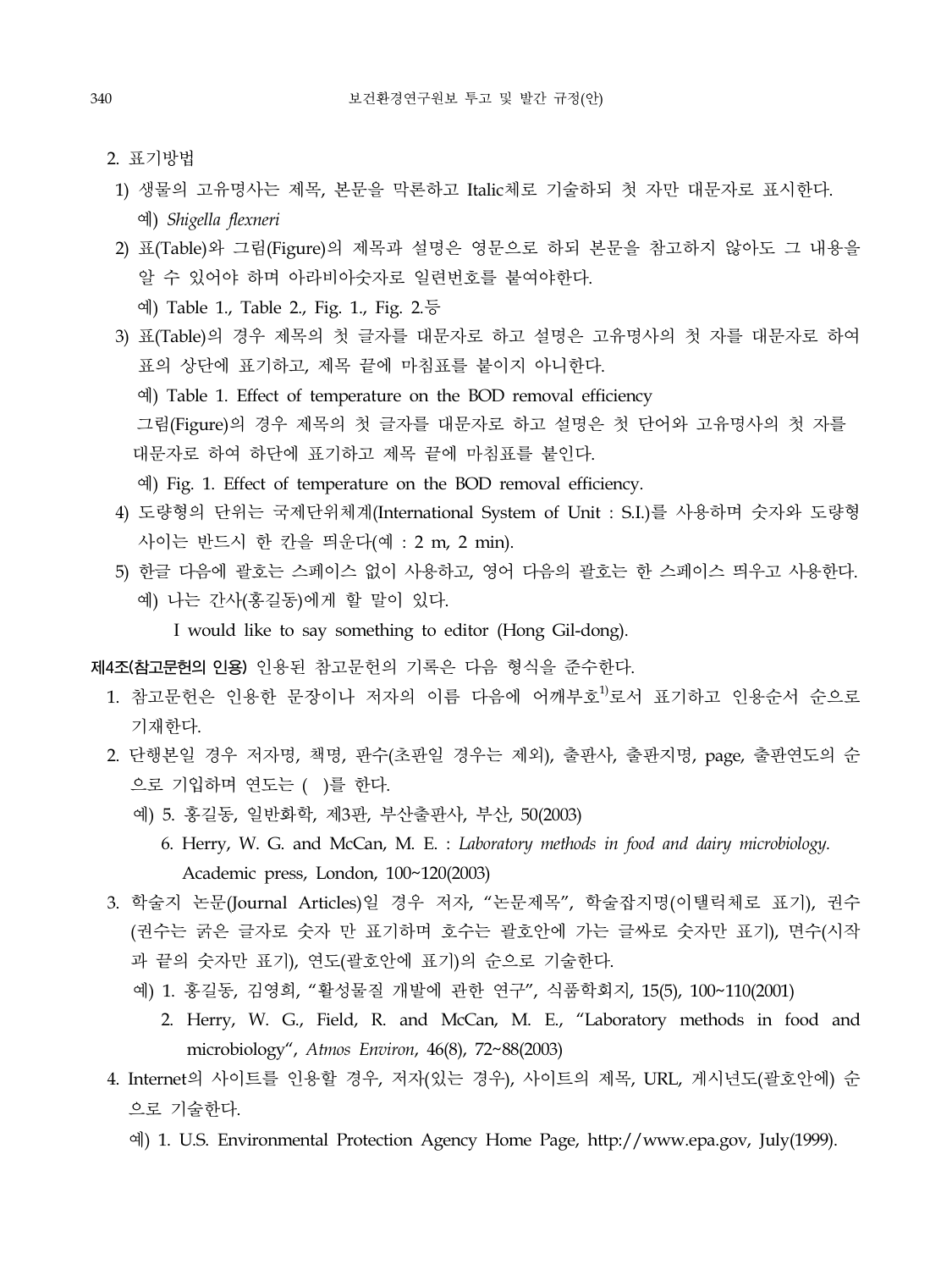2. 표기방법

1) 생물의 고유명사는 제목, 본문을 막론하고 Italic체로 기술하되 첫 자만 대문자로 표시한다.

   예) *Shigella flexneri*

2) 표(Table)와 그림(Figure)의 제목과 설명은 영문으로 하되 본문을 참고하지 않아도 그 내용을 알 수 있어야 하며 아라비아숫자로 일련번호를 붙여야한다.

   예) Table 1., Table 2., Fig. 1., Fig. 2.등

3) 표(Table)의 경우 제목의 첫 글자를 대문자로 하고 설명은 고유명사의 첫 자를 대문자로 하여 표의 상단에 표기하고, 제목 끝에 마침표를 붙이지 아니한다.

   예) Table 1. Effect of temperature on the BOD removal efficiency

   그림(Figure)의 경우 제목의 첫 글자를 대문자로 하고 설명은 첫 단어와 고유명사의 첫 자를 대문자로 하여 하단에 표기하고 제목 끝에 마침표를 붙인다.

   예) Fig. 1. Effect of temperature on the BOD removal efficiency.

4) 도량형의 단위는 국제단위체계(International System of Unit : S.I.)를 사용하며 숫자와 도량형 사이는 반드시 한 칸을 띄운다(예 : 2 m, 2 min).

5) 한글 다음에 괄호는 스페이스 없이 사용하고, 영어 다음의 괄호는 한 스페이스 띄우고 사용한다.

   예) 나는 간사(홍길동)에게 할 말이 있다.

   I would like to say something to editor (Hong Gil-dong).

**제4조(참고문헌의 인용)** 인용된 참고문헌의 기록은 다음 형식을 준수한다.

1. 참고문헌은 인용한 문장이나 저자의 이름 다음에 어깨부호1)로서 표기하고 인용순서 순으로 기재한다.

2. 단행본일 경우 저자명, 책명, 판수(초판일 경우는 제외), 출판사, 출판지명, page, 출판연도의 순으로 기입하며 연도는 ( )를 한다.

   예) 5. 홍길동, 일반화학, 제3판, 부산출판사, 부산, 50(2003)

   6. Herry, W. G. and McCan, M. E. : *Laboratory methods in food and dairy microbiology.* Academic press, London, 100~120(2003)

3. 학술지 논문(Journal Articles)일 경우 저자, "논문제목", 학술잡지명(이탤릭체로 표기), 권수(권수는 굵은 글자로 숫자 만 표기하며 호수는 괄호안에 가는 글싸로 숫자만 표기), 면수(시작과 끝의 숫자만 표기), 연도(괄호안에 표기)의 순으로 기술한다.

   예) 1. 홍길동, 김영희, "활성물질 개발에 관한 연구", 식품학회지, 15(5), 100~110(2001)

   2. Herry, W. G., Field, R. and McCan, M. E., "Laboratory methods in food and microbiology", *Atmos Environ*, 46(8), 72~88(2003)

4. Internet의 사이트를 인용할 경우, 저자(있는 경우), 사이트의 제목, URL, 게시년도(괄호안에) 순으로 기술한다.

   예) 1. U.S. Environmental Protection Agency Home Page, http://www.epa.gov, July(1999).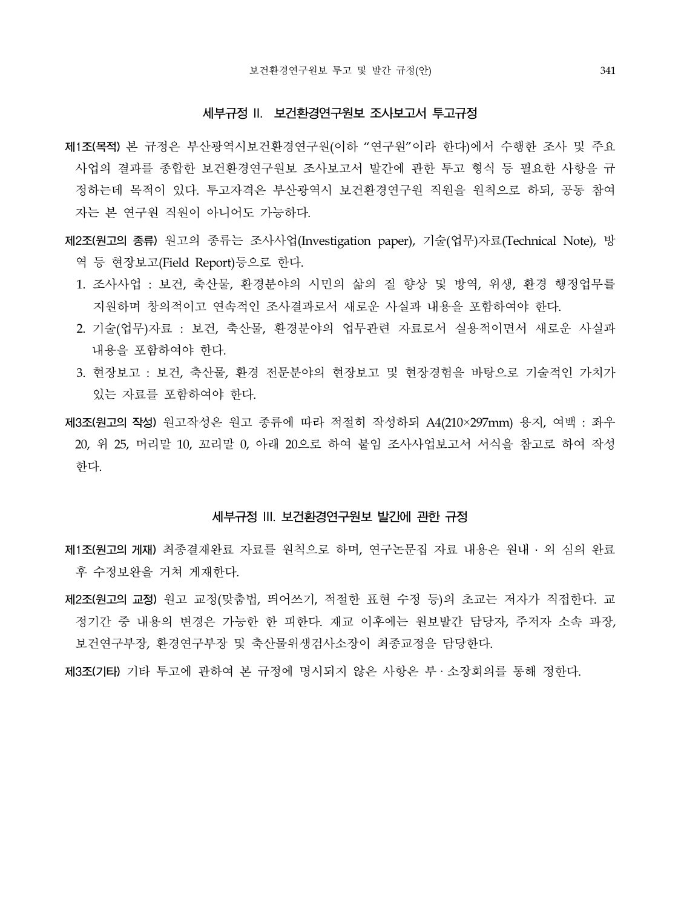## 세부규정 II.  보건환경연구원보 조사보고서 투고규정

**제1조(목적)** 본 규정은 부산광역시보건환경연구원(이하 “연구원”이라 한다)에서 수행한 조사 및 주요 사업의 결과를 종합한 보건환경연구원보 조사보고서 발간에 관한 투고 형식 등 필요한 사항을 규정하는데 목적이 있다. 투고자격은 부산광역시 보건환경연구원 직원을 원칙으로 하되, 공동 참여자는 본 연구원 직원이 아니어도 가능하다.

**제2조(원고의 종류)** 원고의 종류는 조사사업(Investigation paper), 기술(업무)자료(Technical Note), 방역 등 현장보고(Field Report)등으로 한다.

1. 조사사업 : 보건, 축산물, 환경분야의 시민의 삶의 질 향상 및 방역, 위생, 환경 행정업무를 지원하며 창의적이고 연속적인 조사결과로서 새로운 사실과 내용을 포함하여야 한다.
2. 기술(업무)자료 : 보건, 축산물, 환경분야의 업무관련 자료로서 실용적이면서 새로운 사실과 내용을 포함하여야 한다.
3. 현장보고 : 보건, 축산물, 환경 전문분야의 현장보고 및 현장경험을 바탕으로 기술적인 가치가 있는 자료를 포함하여야 한다.

**제3조(원고의 작성)** 원고작성은 원고 종류에 따라 적절히 작성하되 A4(210×297mm) 용지, 여백 : 좌우 20, 위 25, 머리말 10, 꼬리말 0, 아래 20으로 하여 붙임 조사사업보고서 서식을 참고로 하여 작성한다.

## 세부규정 III. 보건환경연구원보 발간에 관한 규정

**제1조(원고의 게재)** 최종결재완료 자료를 원칙으로 하며, 연구논문집 자료 내용은 원내 · 외 심의 완료 후 수정보완을 거쳐 게재한다.

**제2조(원고의 교정)** 원고 교정(맞춤법, 띄어쓰기, 적절한 표현 수정 등)의 초교는 저자가 직접한다. 교정기간 중 내용의 변경은 가능한 한 피한다. 재교 이후에는 원보발간 담당자, 주저자 소속 과장, 보건연구부장, 환경연구부장 및 축산물위생검사소장이 최종교정을 담당한다.

**제3조(기타)** 기타 투고에 관하여 본 규정에 명시되지 않은 사항은 부 · 소장회의를 통해 정한다.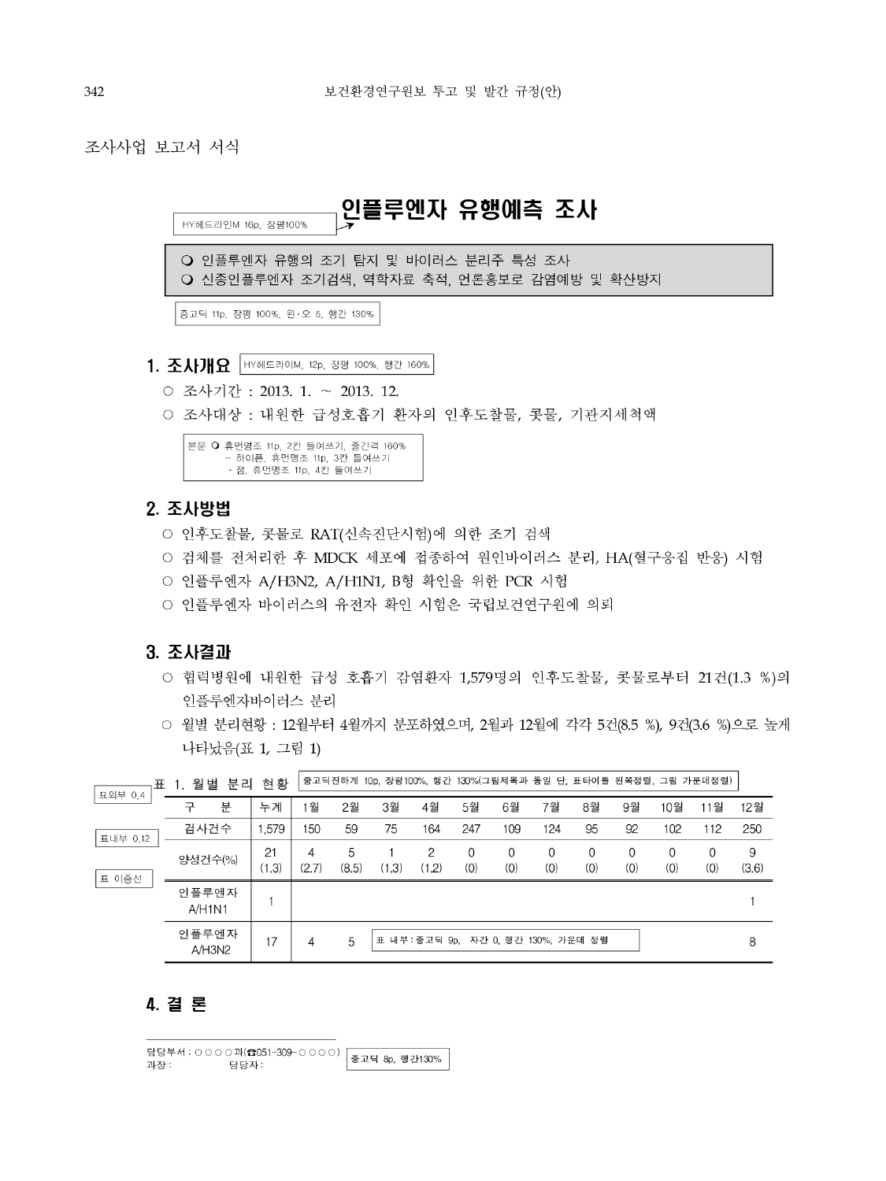조사사업 보고서 서식

HY헤드라인M 16p, 장평100%

# 인플루엔자 유행예측 조사

❍ 인플루엔자 유행의 조기 탐지 및 바이러스 분리주 특성 조사
❍ 신종인플루엔자 조기검색, 역학자료 축적, 언론홍보로 감염예방 및 확산방지

중고딕 11p, 장평 100%, 왼·오 5, 행간 130%

## 1. 조사개요

HY헤드라인M, 12p, 장평 100%, 행간 160%

○ 조사기간 : 2013. 1. ~ 2013. 12.
○ 조사대상 : 내원한 급성호흡기 환자의 인후도찰물, 콧물, 기관지세척액

본문 ❍ 휴먼명조 11p, 2칸 들여쓰기, 줄간격 160%
　　 – 하이픈, 휴먼명조 11p, 3칸 들여쓰기
　　 · 점, 휴먼명조 11p, 4칸 들여쓰기

## 2. 조사방법

○ 인후도찰물, 콧물로 RAT(신속진단시험)에 의한 조기 검색
○ 검체를 전처리한 후 MDCK 세포에 접종하여 원인바이러스 분리, HA(혈구응집 반응) 시험
○ 인플루엔자 A/H3N2, A/H1N1, B형 확인을 위한 PCR 시험
○ 인플루엔자 바이러스의 유전자 확인 시험은 국립보건연구원에 의뢰

## 3. 조사결과

○ 협력병원에 내원한 급성 호흡기 감염환자 1,579명의 인후도찰물, 콧물로부터 21건(1.3 %)의 인플루엔자바이러스 분리
○ 월별 분리현황 : 12월부터 4월까지 분포하였으며, 2월과 12월에 각각 5건(8.5 %), 9건(3.6 %)으로 높게 나타났음(표 1, 그림 1)

표 1. 월별 분리 현황

중고딕진하게 10p, 장평100%, 행간 130%(그림제목과 동일 단, 표타이틀 왼쪽정렬, 그림 가운데정렬)

표외부 0.4 / 표내부 0.12 / 표 이중선

| 구　분 | 누계 | 1월 | 2월 | 3월 | 4월 | 5월 | 6월 | 7월 | 8월 | 9월 | 10월 | 11월 | 12월 |
|---|---|---|---|---|---|---|---|---|---|---|---|---|---|
| 검사건수 | 1,579 | 150 | 59 | 75 | 164 | 247 | 109 | 124 | 95 | 92 | 102 | 112 | 250 |
| 양성건수(%) | 21 (1.3) | 4 (2.7) | 5 (8.5) | 1 (1.3) | 2 (1.2) | 0 (0) | 0 (0) | 0 (0) | 0 (0) | 0 (0) | 0 (0) | 0 (0) | 9 (3.6) |
| 인플루엔자 A/H1N1 | 1 | | | | | | | | | | | | 1 |
| 인플루엔자 A/H3N2 | 17 | 4 | 5 | | | | | | | | | | 8 |

표 내부 : 중고딕 9p, 자간 0, 행간 130%, 가운데 정렬

## 4. 결 론

담당부서 : ○○○○과(☎051-309-○○○○)
과장 : 　　　　담당자 :

중고딕 8p, 행간130%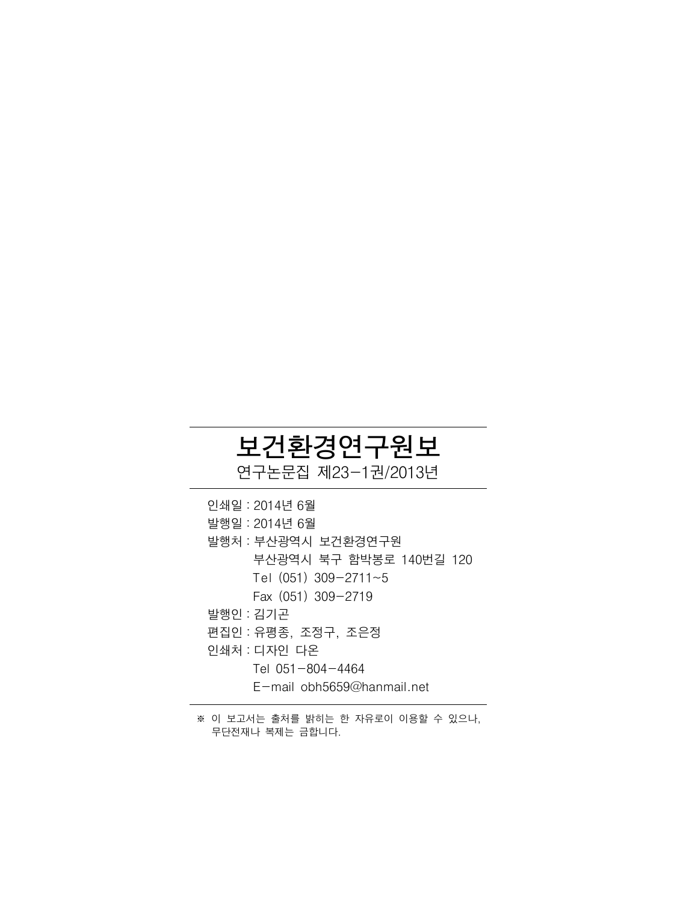# 보건환경연구원보

연구논문집 제23-1권/2013년

인쇄일 : 2014년 6월

발행일 : 2014년 6월

발행처 : 부산광역시 보건환경연구원

부산광역시 북구 함박봉로 140번길 120

Tel (051) 309-2711~5

Fax (051) 309-2719

발행인 : 김기곤

편집인 : 유평종, 조정구, 조은정

인쇄처 : 디자인 다온

Tel 051-804-4464

E-mail obh5659@hanmail.net

※ 이 보고서는 출처를 밝히는 한 자유로이 이용할 수 있으나, 무단전재나 복제는 금합니다.